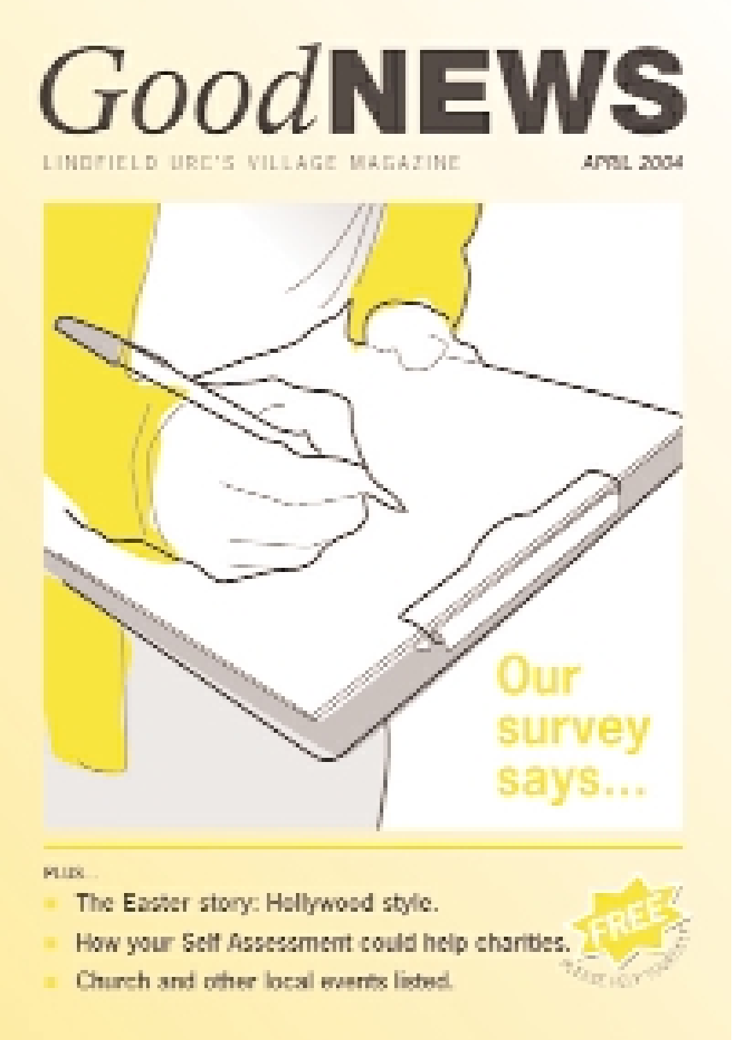# Good NEWS

LINDFIELD URC'S VILLAGE MAGAZINE

APRIL 2004

## Our survey says...

PLUS...

- The Easter story: Hollywood style.
- How your Self Assessment could help charities.
- Church and other local events listed.

FREE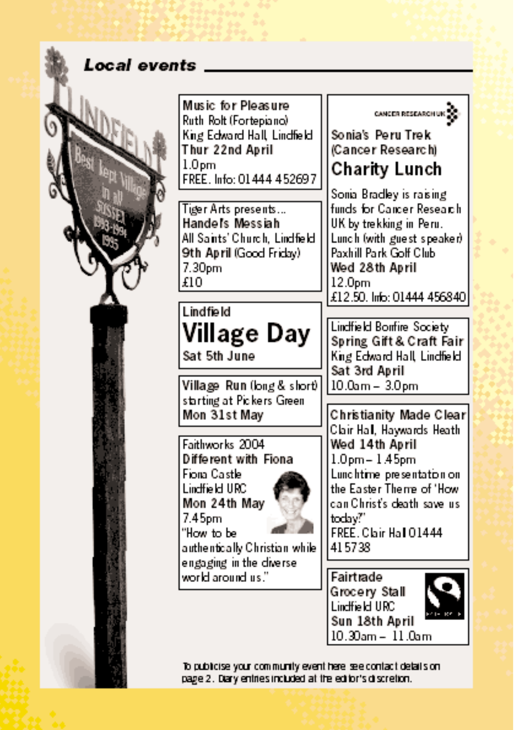## Local events

**Music for Pleasure**
Ruth Rolt (Fortepiano)
King Edward Hall, Lindfield
**Thur 22nd April**
1.0pm
FREE. Info: 01444 452697

Tiger Arts presents...
**Handel's Messiah**
All Saints' Church, Lindfield
**9th April** (Good Friday)
7.30pm
£10

Lindfield
# Village Day
**Sat 5th June**

**Village Run** (long & short)
starting at Pickers Green
**Mon 31st May**

Faithworks 2004
**Different with Fiona**
Fiona Castle
Lindfield URC
**Mon 24th May**
7.45pm
"How to be authentically Christian while engaging in the diverse world around us."

CANCER RESEARCH UK
**Sonia's Peru Trek**
(Cancer Research)
### Charity Lunch
Sonia Bradley is raising funds for Cancer Research UK by trekking in Peru. Lunch (with guest speaker) Paxhill Park Golf Club
**Wed 28th April**
12.0pm
£12.50. Info: 01444 456840

Lindfield Bonfire Society
**Spring Gift & Craft Fair**
King Edward Hall, Lindfield
**Sat 3rd April**
10.0am – 3.0pm

**Christianity Made Clear**
Clair Hall, Haywards Heath
**Wed 14th April**
1.0pm – 1.45pm
Lunchtime presentation on the Easter Theme of 'How can Christ's death save us today?'
FREE. Clair Hall 01444 415738

**Fairtrade Grocery Stall**
Lindfield URC
**Sun 18th April**
10.30am – 11.0am

To publicise your community event here see contact details on page 2. Diary entries included at the editor's discretion.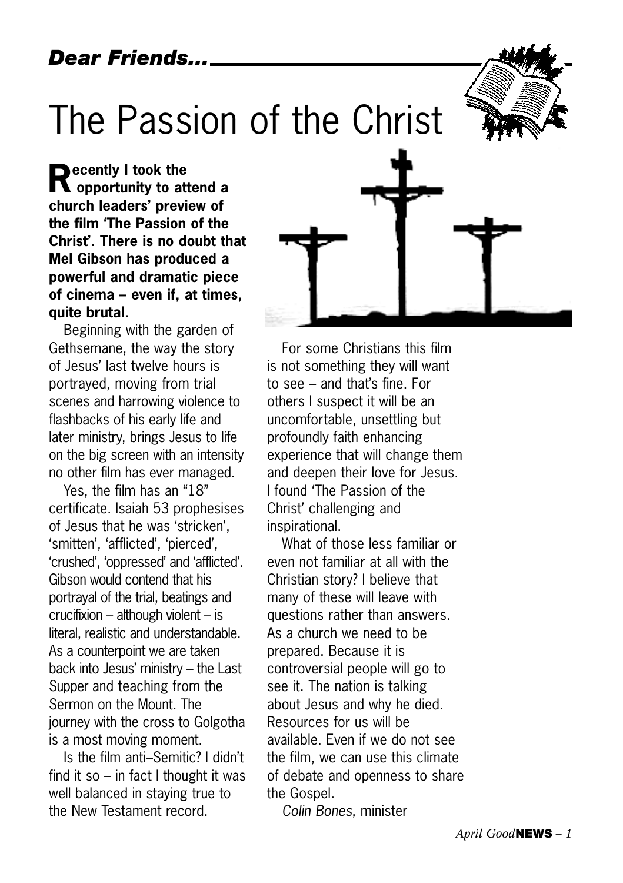*Dear Friends...*

# The Passion of the Christ

**Recently I took the opportunity to attend a church leaders' preview of the film 'The Passion of the Christ'. There is no doubt that Mel Gibson has produced a powerful and dramatic piece of cinema – even if, at times, quite brutal.**

Beginning with the garden of Gethsemane, the way the story of Jesus' last twelve hours is portrayed, moving from trial scenes and harrowing violence to flashbacks of his early life and later ministry, brings Jesus to life on the big screen with an intensity no other film has ever managed.

Yes, the film has an "18" certificate. Isaiah 53 prophesises of Jesus that he was 'stricken', 'smitten', 'afflicted', 'pierced', 'crushed', 'oppressed' and 'afflicted'. Gibson would contend that his portrayal of the trial, beatings and crucifixion – although violent – is literal, realistic and understandable. As a counterpoint we are taken back into Jesus' ministry – the Last Supper and teaching from the Sermon on the Mount. The journey with the cross to Golgotha is a most moving moment.

Is the film anti–Semitic? I didn't find it so – in fact I thought it was well balanced in staying true to the New Testament record.

For some Christians this film is not something they will want to see – and that's fine. For others I suspect it will be an uncomfortable, unsettling but profoundly faith enhancing experience that will change them and deepen their love for Jesus. I found 'The Passion of the Christ' challenging and inspirational.

What of those less familiar or even not familiar at all with the Christian story? I believe that many of these will leave with questions rather than answers. As a church we need to be prepared. Because it is controversial people will go to see it. The nation is talking about Jesus and why he died. Resources for us will be available. Even if we do not see the film, we can use this climate of debate and openness to share the Gospel.

*Colin Bones*, minister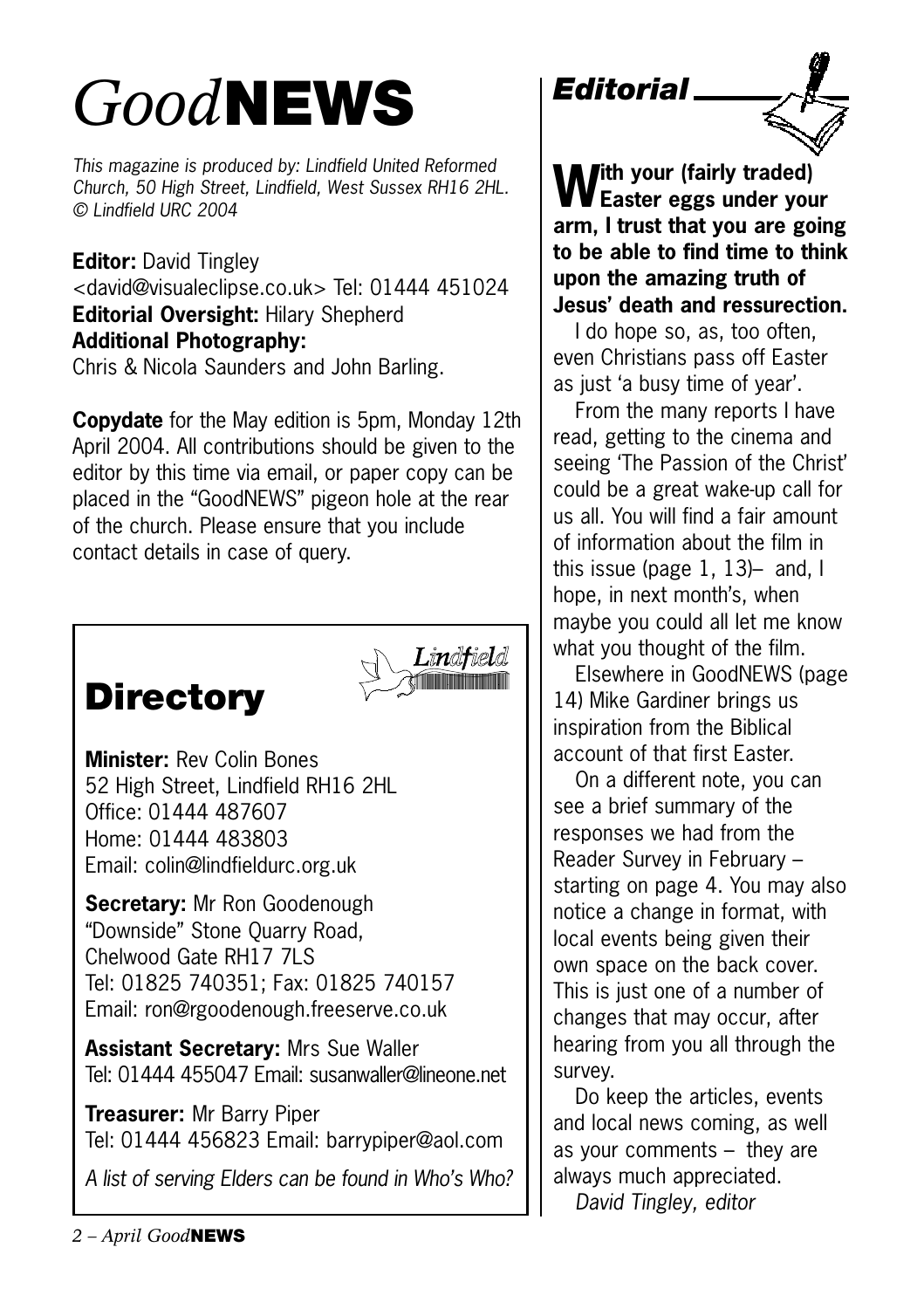# *Good*NEWS

*This magazine is produced by: Lindfield United Reformed Church, 50 High Street, Lindfield, West Sussex RH16 2HL. © Lindfield URC 2004*

**Editor:** David Tingley
<david@visualeclipse.co.uk> Tel: 01444 451024
**Editorial Oversight:** Hilary Shepherd
**Additional Photography:**
Chris & Nicola Saunders and John Barling.

**Copydate** for the May edition is 5pm, Monday 12th April 2004. All contributions should be given to the editor by this time via email, or paper copy can be placed in the "GoodNEWS" pigeon hole at the rear of the church. Please ensure that you include contact details in case of query.

## Directory

**Minister:** Rev Colin Bones
52 High Street, Lindfield RH16 2HL
Office: 01444 487607
Home: 01444 483803
Email: colin@lindfieldurc.org.uk

**Secretary:** Mr Ron Goodenough
"Downside" Stone Quarry Road,
Chelwood Gate RH17 7LS
Tel: 01825 740351; Fax: 01825 740157
Email: ron@rgoodenough.freeserve.co.uk

**Assistant Secretary:** Mrs Sue Waller
Tel: 01444 455047 Email: susanwaller@lineone.net

**Treasurer:** Mr Barry Piper
Tel: 01444 456823 Email: barrypiper@aol.com

*A list of serving Elders can be found in Who's Who?*

## *Editorial*

**With your (fairly traded) Easter eggs under your arm, I trust that you are going to be able to find time to think upon the amazing truth of Jesus' death and ressurection.**

I do hope so, as, too often, even Christians pass off Easter as just 'a busy time of year'.

From the many reports I have read, getting to the cinema and seeing 'The Passion of the Christ' could be a great wake-up call for us all. You will find a fair amount of information about the film in this issue (page 1, 13)– and, I hope, in next month's, when maybe you could all let me know what you thought of the film.

Elsewhere in GoodNEWS (page 14) Mike Gardiner brings us inspiration from the Biblical account of that first Easter.

On a different note, you can see a brief summary of the responses we had from the Reader Survey in February – starting on page 4. You may also notice a change in format, with local events being given their own space on the back cover. This is just one of a number of changes that may occur, after hearing from you all through the survey.

Do keep the articles, events and local news coming, as well as your comments – they are always much appreciated.

*David Tingley, editor*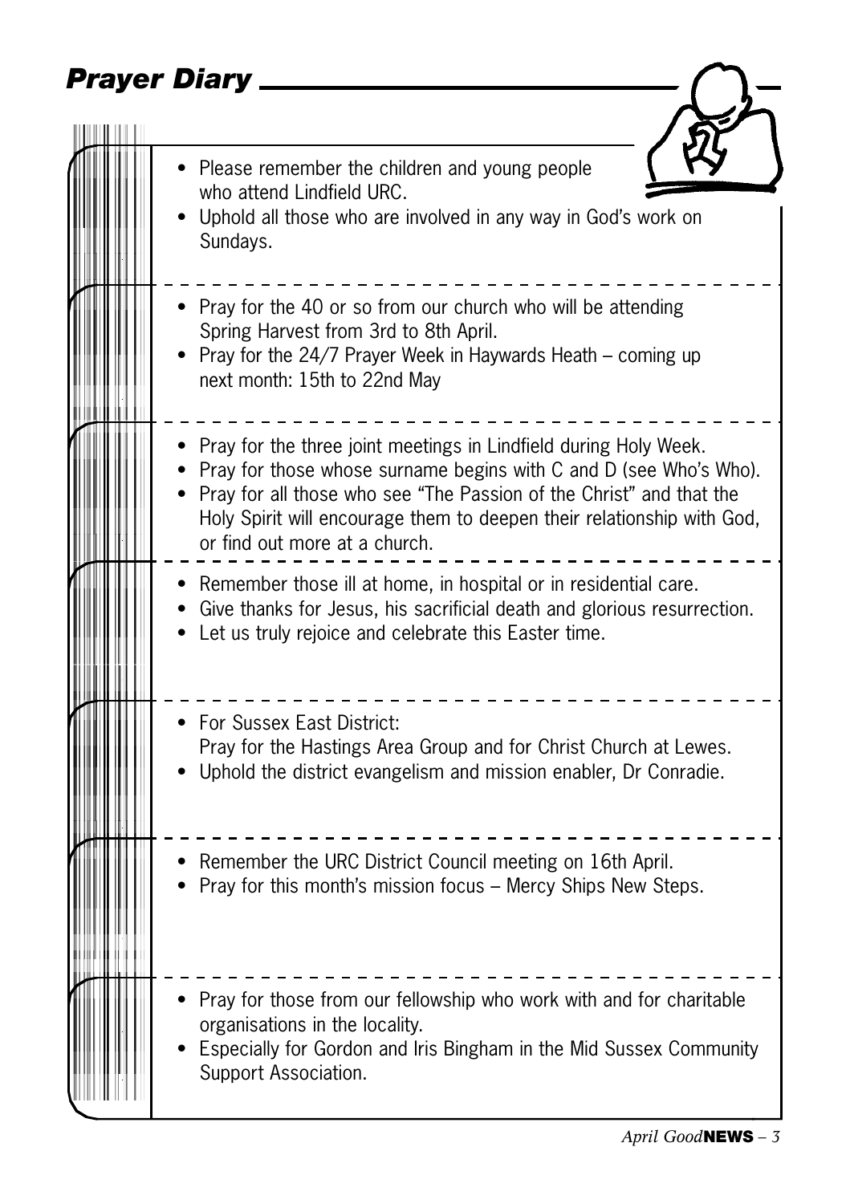## *Prayer Diary*

- Please remember the children and young people who attend Lindfield URC.
- Uphold all those who are involved in any way in God's work on Sundays.

---

- Pray for the 40 or so from our church who will be attending Spring Harvest from 3rd to 8th April.
- Pray for the 24/7 Prayer Week in Haywards Heath – coming up next month: 15th to 22nd May

---

- Pray for the three joint meetings in Lindfield during Holy Week.
- Pray for those whose surname begins with C and D (see Who's Who).
- Pray for all those who see "The Passion of the Christ" and that the Holy Spirit will encourage them to deepen their relationship with God, or find out more at a church.

---

- Remember those ill at home, in hospital or in residential care.
- Give thanks for Jesus, his sacrificial death and glorious resurrection.
- Let us truly rejoice and celebrate this Easter time.

---

- For Sussex East District:
  Pray for the Hastings Area Group and for Christ Church at Lewes.
- Uphold the district evangelism and mission enabler, Dr Conradie.

---

- Remember the URC District Council meeting on 16th April.
- Pray for this month's mission focus – Mercy Ships New Steps.

---

- Pray for those from our fellowship who work with and for charitable organisations in the locality.
- Especially for Gordon and Iris Bingham in the Mid Sussex Community Support Association.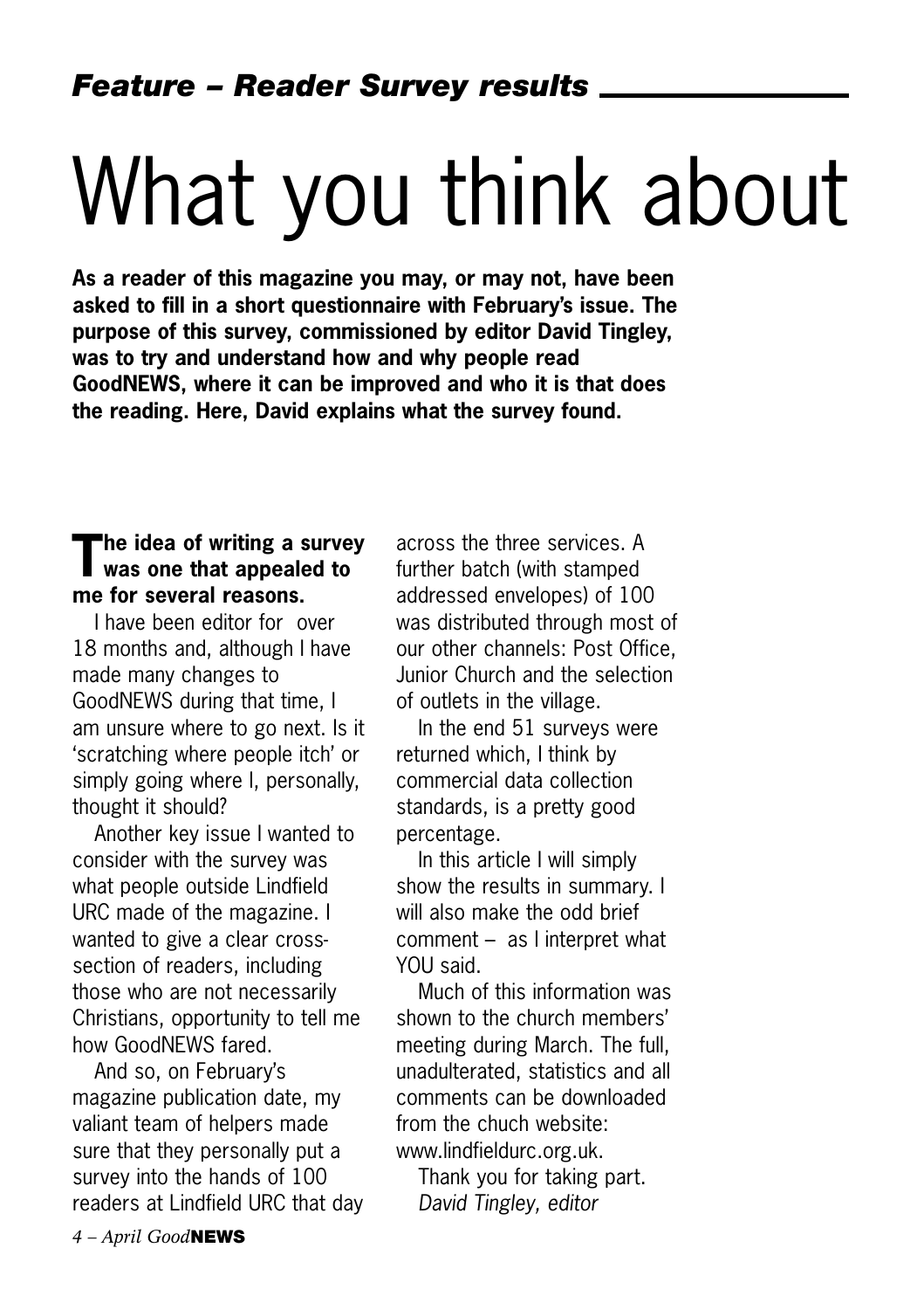## *Feature – Reader Survey results*

# What you think about

**As a reader of this magazine you may, or may not, have been asked to fill in a short questionnaire with February's issue. The purpose of this survey, commissioned by editor David Tingley, was to try and understand how and why people read GoodNEWS, where it can be improved and who it is that does the reading. Here, David explains what the survey found.**

**The idea of writing a survey was one that appealed to me for several reasons.**

I have been editor for over 18 months and, although I have made many changes to GoodNEWS during that time, I am unsure where to go next. Is it 'scratching where people itch' or simply going where I, personally, thought it should?

Another key issue I wanted to consider with the survey was what people outside Lindfield URC made of the magazine. I wanted to give a clear cross-section of readers, including those who are not necessarily Christians, opportunity to tell me how GoodNEWS fared.

And so, on February's magazine publication date, my valiant team of helpers made sure that they personally put a survey into the hands of 100 readers at Lindfield URC that day across the three services. A further batch (with stamped addressed envelopes) of 100 was distributed through most of our other channels: Post Office, Junior Church and the selection of outlets in the village.

In the end 51 surveys were returned which, I think by commercial data collection standards, is a pretty good percentage.

In this article I will simply show the results in summary. I will also make the odd brief comment – as I interpret what YOU said.

Much of this information was shown to the church members' meeting during March. The full, unadulterated, statistics and all comments can be downloaded from the chuch website: www.lindfieldurc.org.uk.

Thank you for taking part.
*David Tingley, editor*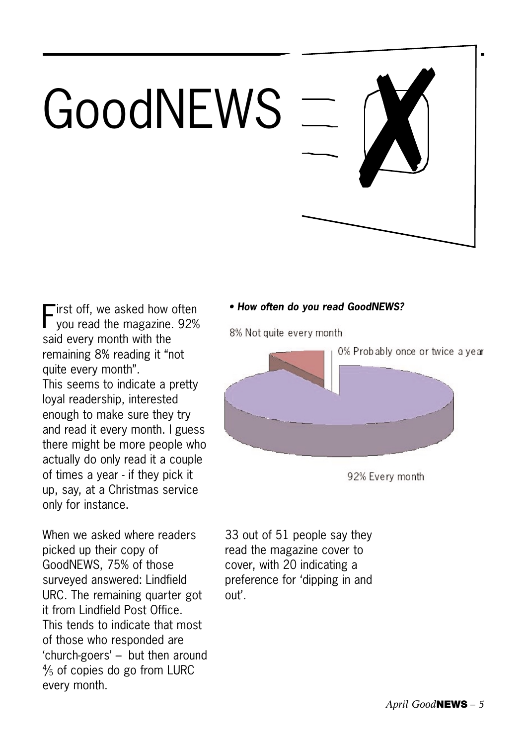# GoodNEWS

First off, we asked how often you read the magazine. 92% said every month with the remaining 8% reading it "not quite every month".
This seems to indicate a pretty loyal readership, interested enough to make sure they try and read it every month. I guess there might be more people who actually do only read it a couple of times a year - if they pick it up, say, at a Christmas service only for instance.

***• How often do you read GoodNEWS?***

8% Not quite every month

0% Probably once or twice a year

92% Every month

When we asked where readers picked up their copy of GoodNEWS, 75% of those surveyed answered: Lindfield URC. The remaining quarter got it from Lindfield Post Office. This tends to indicate that most of those who responded are 'church-goers' – but then around ⅘ of copies do go from LURC every month.

33 out of 51 people say they read the magazine cover to cover, with 20 indicating a preference for 'dipping in and out'.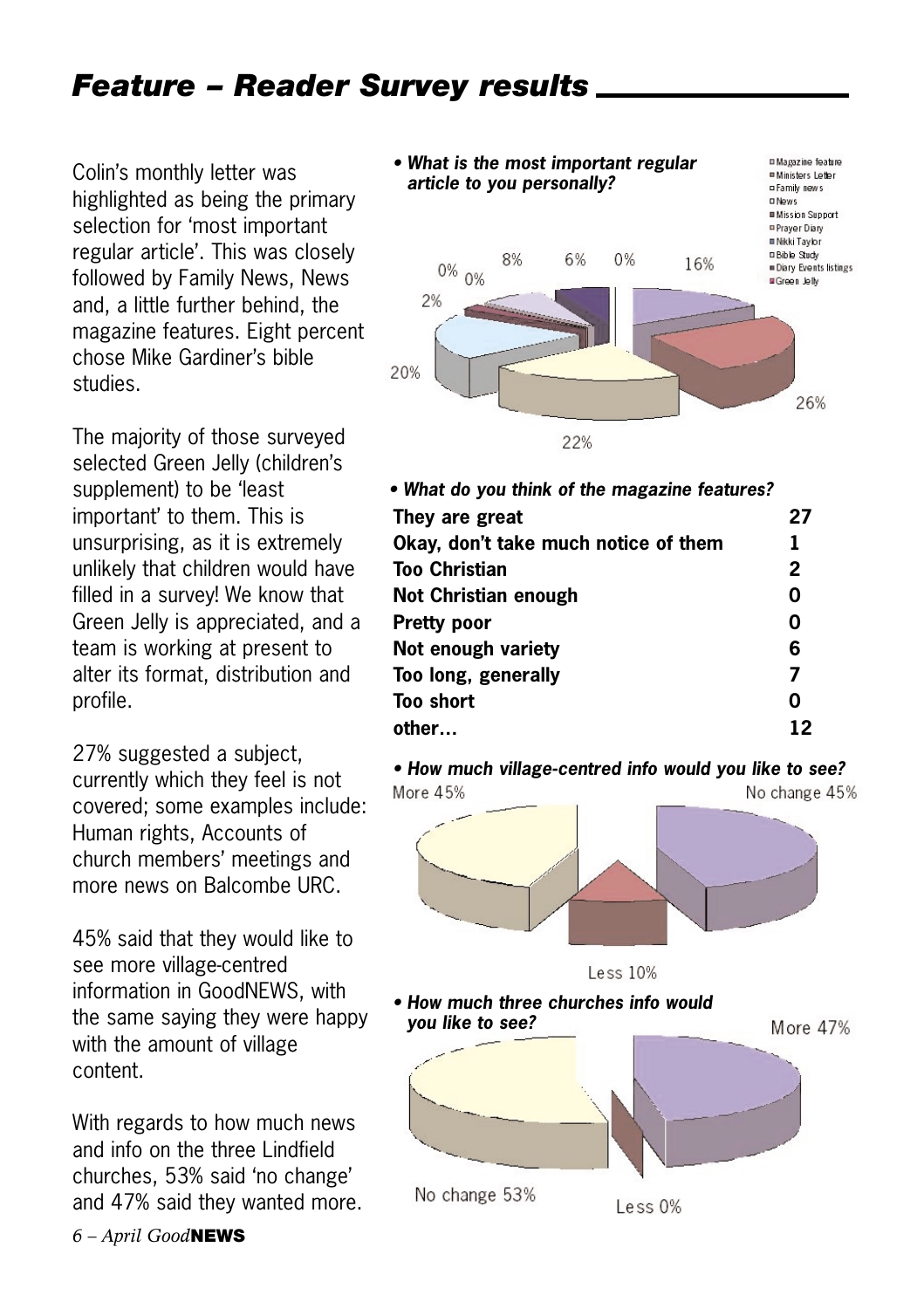# *Feature – Reader Survey results*

Colin's monthly letter was highlighted as being the primary selection for 'most important regular article'. This was closely followed by Family News, News and, a little further behind, the magazine features. Eight percent chose Mike Gardiner's bible studies.

The majority of those surveyed selected Green Jelly (children's supplement) to be 'least important' to them. This is unsurprising, as it is extremely unlikely that children would have filled in a survey! We know that Green Jelly is appreciated, and a team is working at present to alter its format, distribution and profile.

27% suggested a subject, currently which they feel is not covered; some examples include: Human rights, Accounts of church members' meetings and more news on Balcombe URC.

45% said that they would like to see more village-centred information in GoodNEWS, with the same saying they were happy with the amount of village content.

With regards to how much news and info on the three Lindfield churches, 53% said 'no change' and 47% said they wanted more.

***• What is the most important regular article to you personally?***

Magazine feature, Ministers Letter, Family news, News, Mission Support, Prayer Diary, Nikki Taylor, Bible Study, Diary Events listings, Green Jelly

16%, 26%, 22%, 20%, 2%, 0%, 0%, 8%, 6%, 0%

***• What do you think of the magazine features?***

| | |
|---|---|
| **They are great** | **27** |
| **Okay, don't take much notice of them** | **1** |
| **Too Christian** | **2** |
| **Not Christian enough** | **0** |
| **Pretty poor** | **0** |
| **Not enough variety** | **6** |
| **Too long, generally** | **7** |
| **Too short** | **0** |
| **other…** | **12** |

***• How much village-centred info would you like to see?***

More 45% | No change 45% | Less 10%

***• How much three churches info would you like to see?***

More 47% | No change 53% | Less 0%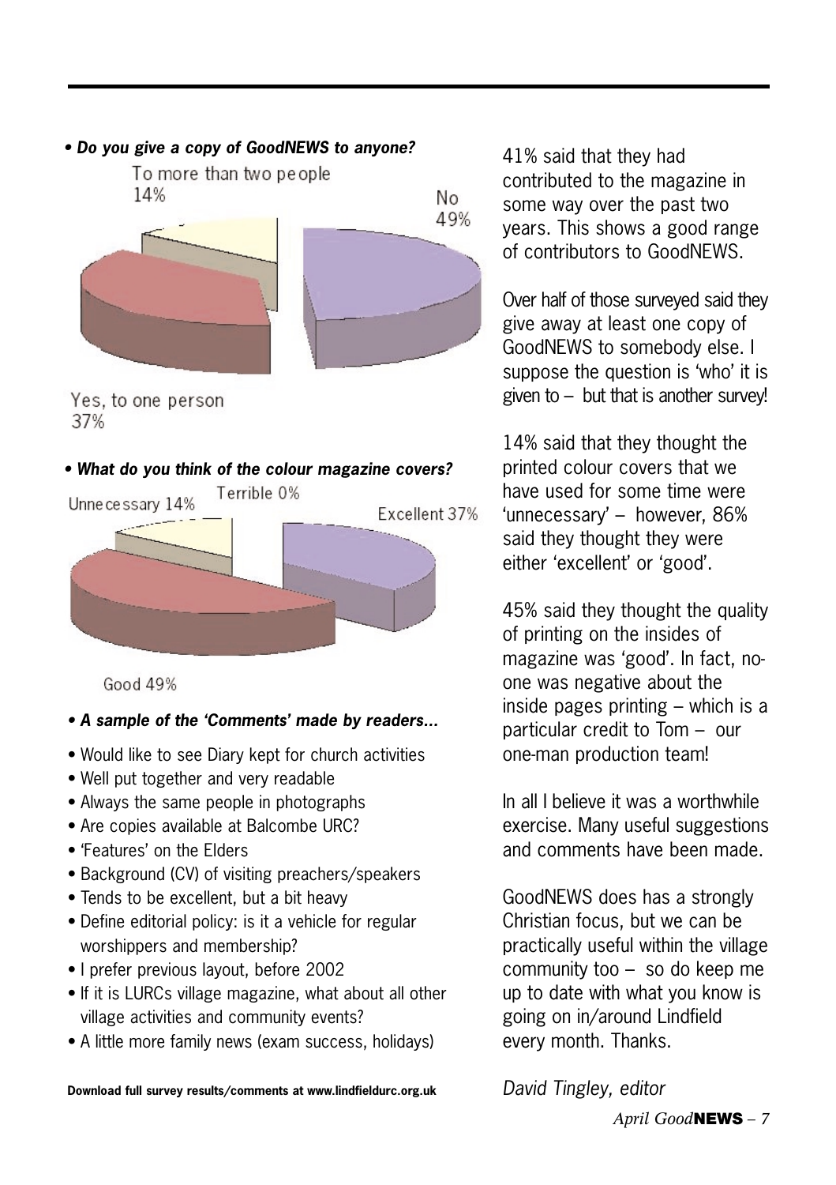***• Do you give a copy of GoodNEWS to anyone?***

To more than two people 14%

No 49%

Yes, to one person 37%

***• What do you think of the colour magazine covers?***

Unnecessary 14%

Terrible 0%

Excellent 37%

Good 49%

***• A sample of the 'Comments' made by readers...***

- Would like to see Diary kept for church activities
- Well put together and very readable
- Always the same people in photographs
- Are copies available at Balcombe URC?
- 'Features' on the Elders
- Background (CV) of visiting preachers/speakers
- Tends to be excellent, but a bit heavy
- Define editorial policy: is it a vehicle for regular worshippers and membership?
- I prefer previous layout, before 2002
- If it is LURCs village magazine, what about all other village activities and community events?
- A little more family news (exam success, holidays)

**Download full survey results/comments at www.lindfieldurc.org.uk**

41% said that they had contributed to the magazine in some way over the past two years. This shows a good range of contributors to GoodNEWS.

Over half of those surveyed said they give away at least one copy of GoodNEWS to somebody else. I suppose the question is 'who' it is given to – but that is another survey!

14% said that they thought the printed colour covers that we have used for some time were 'unnecessary' – however, 86% said they thought they were either 'excellent' or 'good'.

45% said they thought the quality of printing on the insides of magazine was 'good'. In fact, no-one was negative about the inside pages printing – which is a particular credit to Tom – our one-man production team!

In all I believe it was a worthwhile exercise. Many useful suggestions and comments have been made.

GoodNEWS does has a strongly Christian focus, but we can be practically useful within the village community too – so do keep me up to date with what you know is going on in/around Lindfield every month. Thanks.

*David Tingley, editor*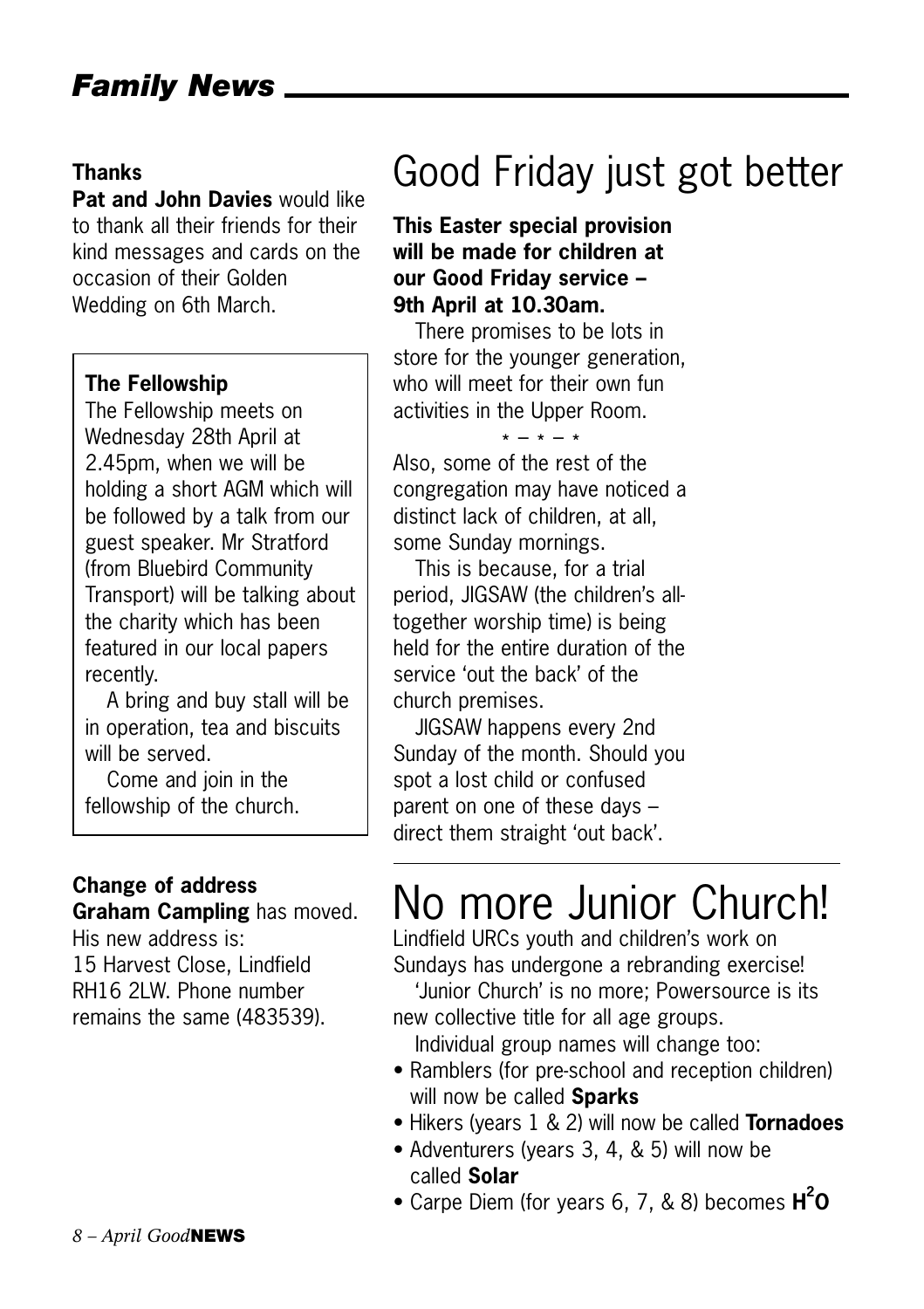## *Family News*

**Thanks**

**Pat and John Davies** would like to thank all their friends for their kind messages and cards on the occasion of their Golden Wedding on 6th March.

**The Fellowship**

The Fellowship meets on Wednesday 28th April at 2.45pm, when we will be holding a short AGM which will be followed by a talk from our guest speaker. Mr Stratford (from Bluebird Community Transport) will be talking about the charity which has been featured in our local papers recently.

A bring and buy stall will be in operation, tea and biscuits will be served.

Come and join in the fellowship of the church.

**Change of address**

**Graham Campling** has moved. His new address is: 15 Harvest Close, Lindfield RH16 2LW. Phone number remains the same (483539).

# Good Friday just got better

**This Easter special provision will be made for children at our Good Friday service – 9th April at 10.30am.**

There promises to be lots in store for the younger generation, who will meet for their own fun activities in the Upper Room.

* – * – *

Also, some of the rest of the congregation may have noticed a distinct lack of children, at all, some Sunday mornings.

This is because, for a trial period, JIGSAW (the children's all-together worship time) is being held for the entire duration of the service 'out the back' of the church premises.

JIGSAW happens every 2nd Sunday of the month. Should you spot a lost child or confused parent on one of these days – direct them straight 'out back'.

# No more Junior Church!

Lindfield URCs youth and children's work on Sundays has undergone a rebranding exercise!

'Junior Church' is no more; Powersource is its new collective title for all age groups.

Individual group names will change too:

- Ramblers (for pre-school and reception children) will now be called **Sparks**
- Hikers (years 1 & 2) will now be called **Tornadoes**
- Adventurers (years 3, 4, & 5) will now be called **Solar**
- Carpe Diem (for years 6, 7, & 8) becomes **$H^2O$**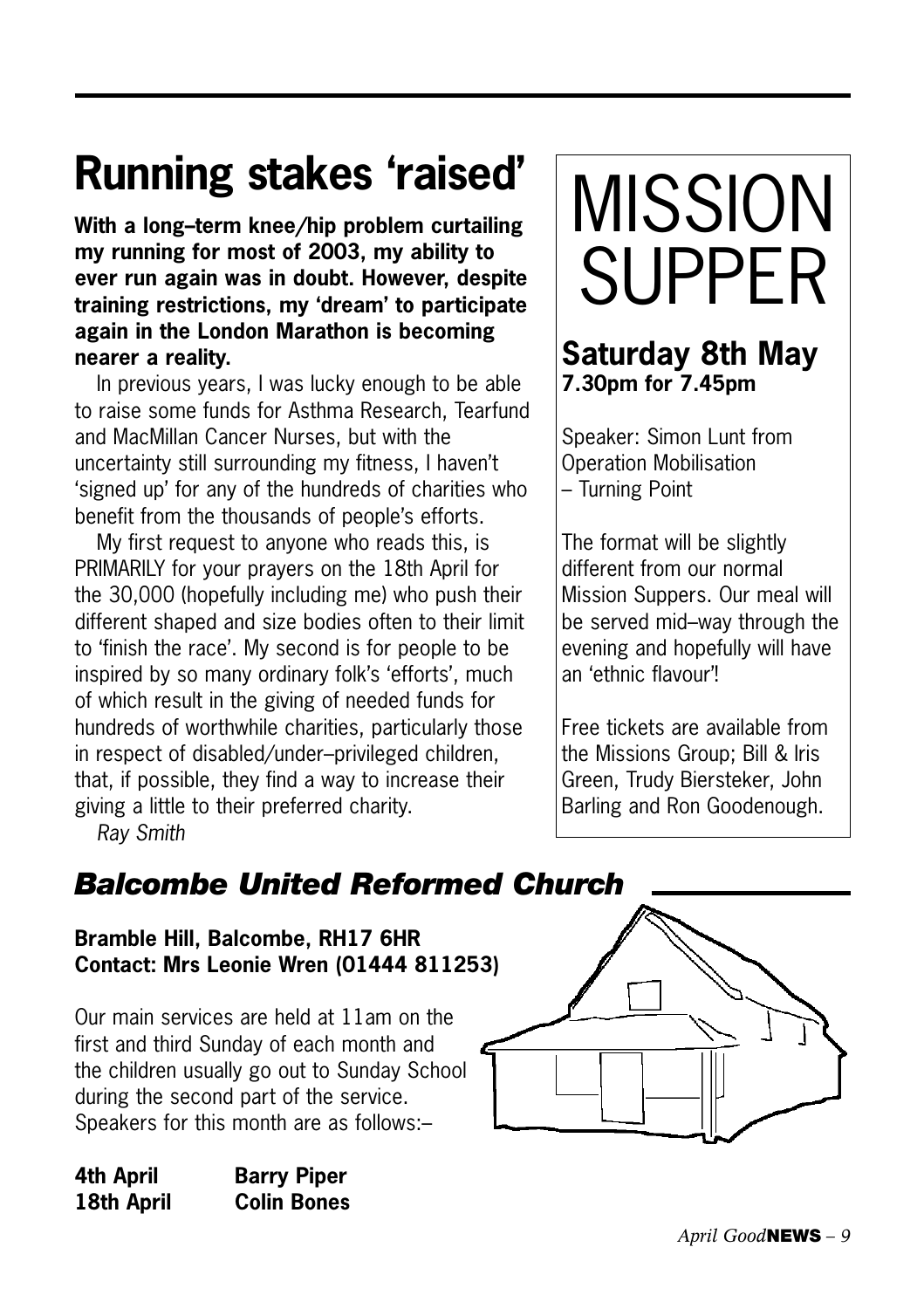# Running stakes 'raised'

**With a long–term knee/hip problem curtailing my running for most of 2003, my ability to ever run again was in doubt. However, despite training restrictions, my 'dream' to participate again in the London Marathon is becoming nearer a reality.**

In previous years, I was lucky enough to be able to raise some funds for Asthma Research, Tearfund and MacMillan Cancer Nurses, but with the uncertainty still surrounding my fitness, I haven't 'signed up' for any of the hundreds of charities who benefit from the thousands of people's efforts.

My first request to anyone who reads this, is PRIMARILY for your prayers on the 18th April for the 30,000 (hopefully including me) who push their different shaped and size bodies often to their limit to 'finish the race'. My second is for people to be inspired by so many ordinary folk's 'efforts', much of which result in the giving of needed funds for hundreds of worthwhile charities, particularly those in respect of disabled/under–privileged children, that, if possible, they find a way to increase their giving a little to their preferred charity.

*Ray Smith*

# MISSION SUPPER

## Saturday 8th May

**7.30pm for 7.45pm**

Speaker: Simon Lunt from Operation Mobilisation – Turning Point

The format will be slightly different from our normal Mission Suppers. Our meal will be served mid–way through the evening and hopefully will have an 'ethnic flavour'!

Free tickets are available from the Missions Group; Bill & Iris Green, Trudy Biersteker, John Barling and Ron Goodenough.

## *Balcombe United Reformed Church*

**Bramble Hill, Balcombe, RH17 6HR**
**Contact: Mrs Leonie Wren (01444 811253)**

Our main services are held at 11am on the first and third Sunday of each month and the children usually go out to Sunday School during the second part of the service. Speakers for this month are as follows:–

**4th April** **Barry Piper**
**18th April** **Colin Bones**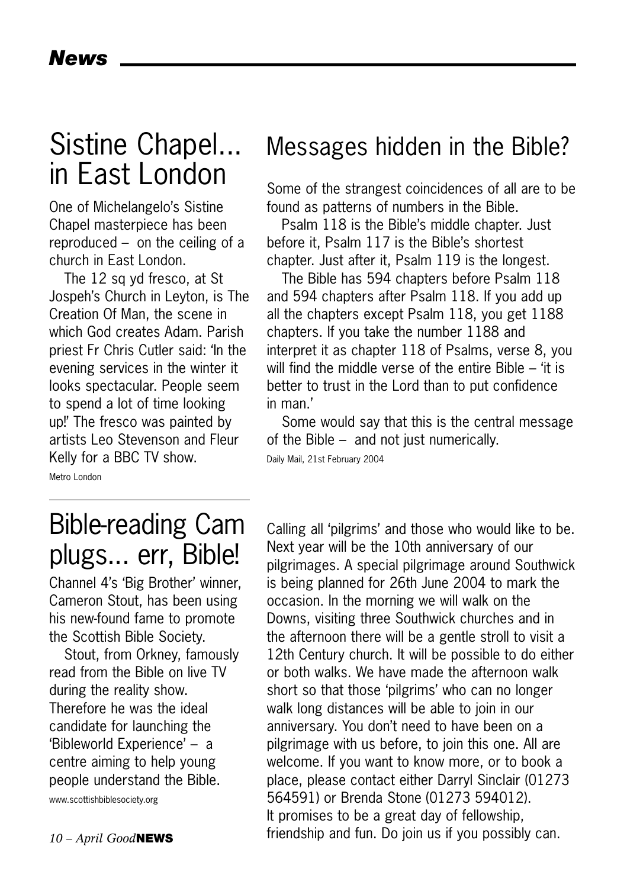# News

## Sistine Chapel... in East London

One of Michelangelo's Sistine Chapel masterpiece has been reproduced – on the ceiling of a church in East London.

The 12 sq yd fresco, at St Jospeh's Church in Leyton, is The Creation Of Man, the scene in which God creates Adam. Parish priest Fr Chris Cutler said: 'In the evening services in the winter it looks spectacular. People seem to spend a lot of time looking up!' The fresco was painted by artists Leo Stevenson and Fleur Kelly for a BBC TV show.

Metro London

## Messages hidden in the Bible?

Some of the strangest coincidences of all are to be found as patterns of numbers in the Bible.

Psalm 118 is the Bible's middle chapter. Just before it, Psalm 117 is the Bible's shortest chapter. Just after it, Psalm 119 is the longest.

The Bible has 594 chapters before Psalm 118 and 594 chapters after Psalm 118. If you add up all the chapters except Psalm 118, you get 1188 chapters. If you take the number 1188 and interpret it as chapter 118 of Psalms, verse 8, you will find the middle verse of the entire Bible – 'it is better to trust in the Lord than to put confidence in man.'

Some would say that this is the central message of the Bible – and not just numerically.

Daily Mail, 21st February 2004

## Bible-reading Cam plugs... err, Bible!

Channel 4's 'Big Brother' winner, Cameron Stout, has been using his new-found fame to promote the Scottish Bible Society.

Stout, from Orkney, famously read from the Bible on live TV during the reality show. Therefore he was the ideal candidate for launching the 'Bibleworld Experience' – a centre aiming to help young people understand the Bible.

www.scottishbiblesociety.org

Calling all 'pilgrims' and those who would like to be. Next year will be the 10th anniversary of our pilgrimages. A special pilgrimage around Southwick is being planned for 26th June 2004 to mark the occasion. In the morning we will walk on the Downs, visiting three Southwick churches and in the afternoon there will be a gentle stroll to visit a 12th Century church. It will be possible to do either or both walks. We have made the afternoon walk short so that those 'pilgrims' who can no longer walk long distances will be able to join in our anniversary. You don't need to have been on a pilgrimage with us before, to join this one. All are welcome. If you want to know more, or to book a place, please contact either Darryl Sinclair (01273 564591) or Brenda Stone (01273 594012). It promises to be a great day of fellowship, friendship and fun. Do join us if you possibly can.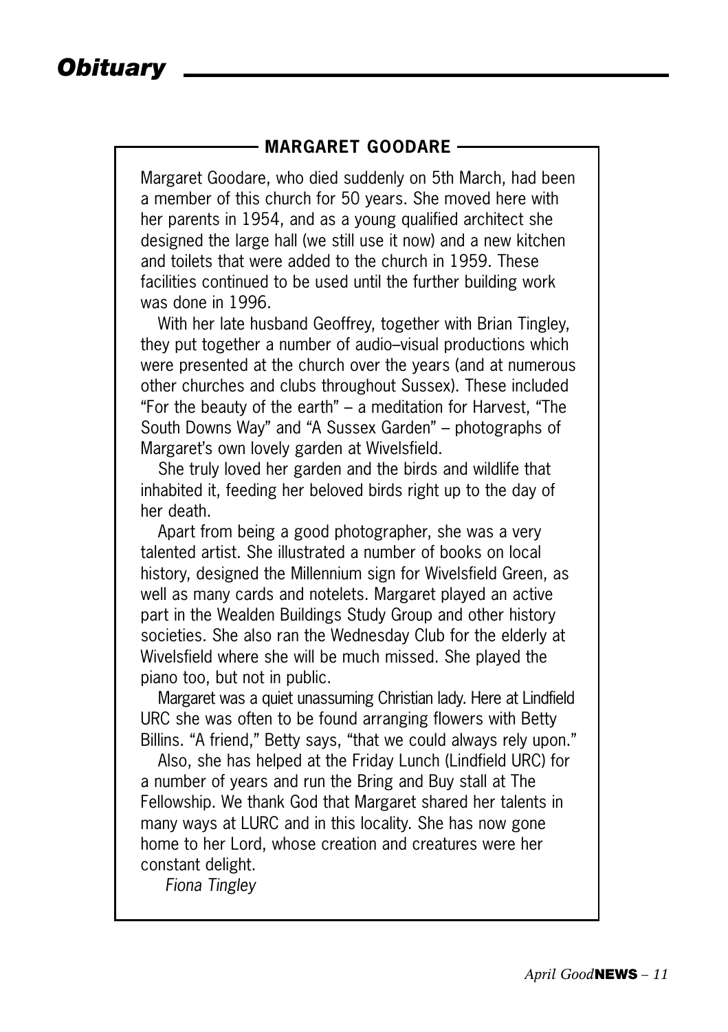# Obituary

## MARGARET GOODARE

Margaret Goodare, who died suddenly on 5th March, had been a member of this church for 50 years. She moved here with her parents in 1954, and as a young qualified architect she designed the large hall (we still use it now) and a new kitchen and toilets that were added to the church in 1959. These facilities continued to be used until the further building work was done in 1996.

With her late husband Geoffrey, together with Brian Tingley, they put together a number of audio–visual productions which were presented at the church over the years (and at numerous other churches and clubs throughout Sussex). These included "For the beauty of the earth" – a meditation for Harvest, "The South Downs Way" and "A Sussex Garden" – photographs of Margaret's own lovely garden at Wivelsfield.

She truly loved her garden and the birds and wildlife that inhabited it, feeding her beloved birds right up to the day of her death.

Apart from being a good photographer, she was a very talented artist. She illustrated a number of books on local history, designed the Millennium sign for Wivelsfield Green, as well as many cards and notelets. Margaret played an active part in the Wealden Buildings Study Group and other history societies. She also ran the Wednesday Club for the elderly at Wivelsfield where she will be much missed. She played the piano too, but not in public.

Margaret was a quiet unassuming Christian lady. Here at Lindfield URC she was often to be found arranging flowers with Betty Billins. "A friend," Betty says, "that we could always rely upon."

Also, she has helped at the Friday Lunch (Lindfield URC) for a number of years and run the Bring and Buy stall at The Fellowship. We thank God that Margaret shared her talents in many ways at LURC and in this locality. She has now gone home to her Lord, whose creation and creatures were her constant delight.

*Fiona Tingley*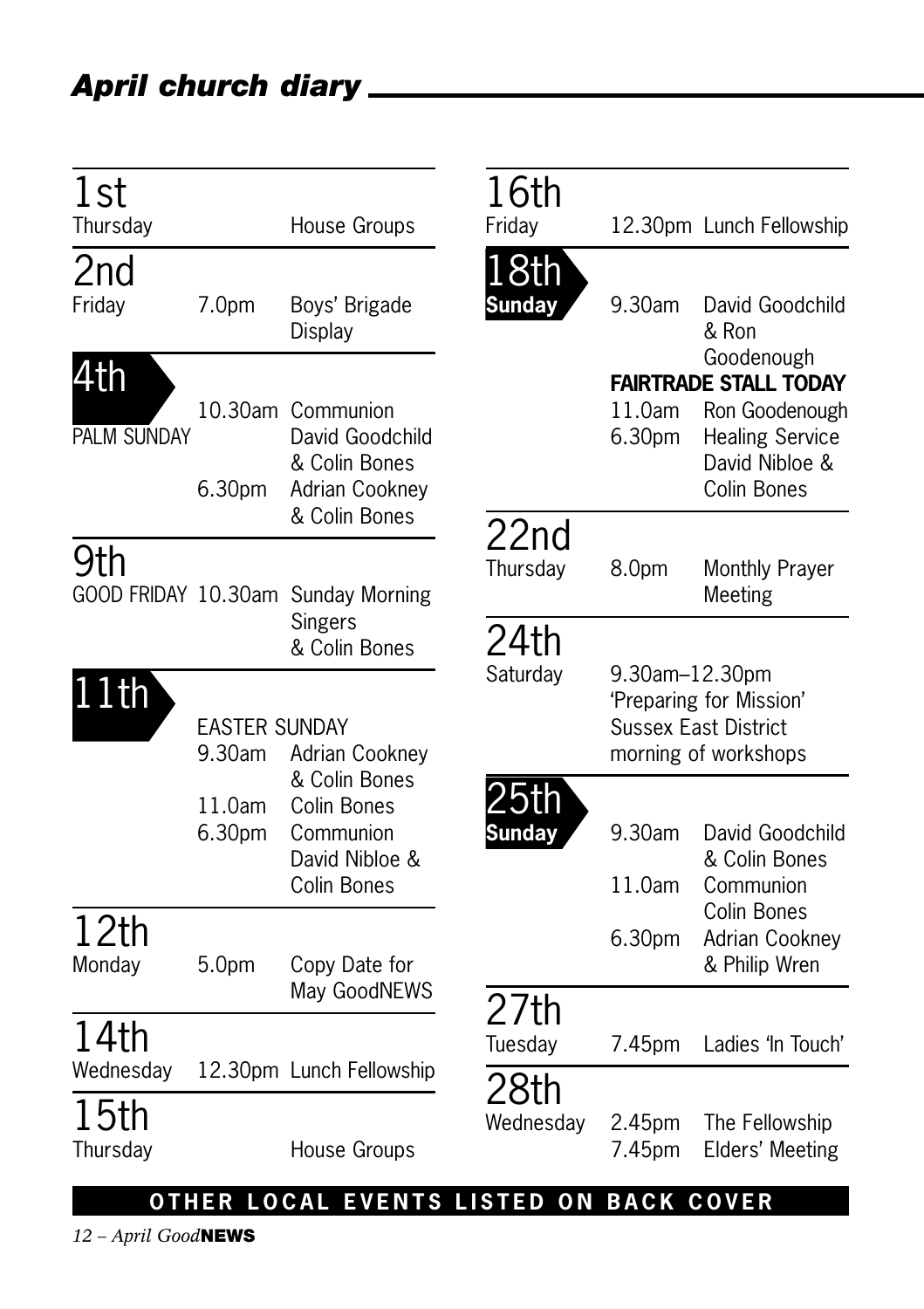## April church diary

**1st** Thursday
House Groups

**2nd** Friday
7.0pm Boys' Brigade Display

**4th** PALM SUNDAY
10.30am Communion David Goodchild & Colin Bones
6.30pm Adrian Cookney & Colin Bones

**9th** GOOD FRIDAY
10.30am Sunday Morning Singers & Colin Bones

**11th** EASTER SUNDAY
9.30am Adrian Cookney & Colin Bones
11.0am Colin Bones
6.30pm Communion David Nibloe & Colin Bones

**12th** Monday
5.0pm Copy Date for May GoodNEWS

**14th** Wednesday
12.30pm Lunch Fellowship

**15th** Thursday
House Groups

**16th** Friday
12.30pm Lunch Fellowship

**18th** **Sunday**
9.30am David Goodchild & Ron Goodenough
**FAIRTRADE STALL TODAY**
11.0am Ron Goodenough
6.30pm Healing Service David Nibloe & Colin Bones

**22nd** Thursday
8.0pm Monthly Prayer Meeting

**24th** Saturday
9.30am–12.30pm 'Preparing for Mission' Sussex East District morning of workshops

**25th** **Sunday**
9.30am David Goodchild & Colin Bones
11.0am Communion Colin Bones
6.30pm Adrian Cookney & Philip Wren

**27th** Tuesday
7.45pm Ladies 'In Touch'

**28th** Wednesday
2.45pm The Fellowship
7.45pm Elders' Meeting

**OTHER LOCAL EVENTS LISTED ON BACK COVER**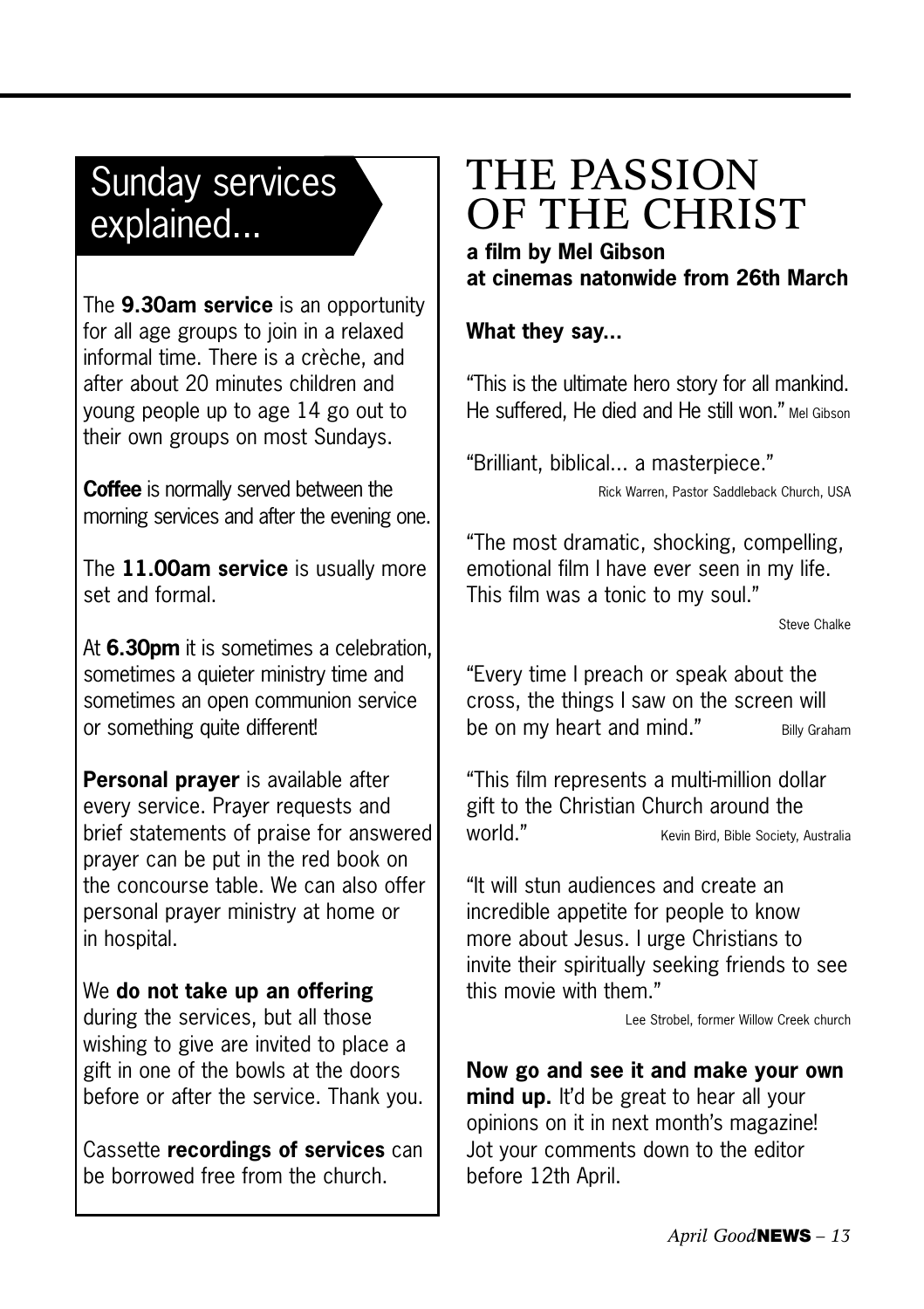## Sunday services explained...

The **9.30am service** is an opportunity for all age groups to join in a relaxed informal time. There is a crèche, and after about 20 minutes children and young people up to age 14 go out to their own groups on most Sundays.

**Coffee** is normally served between the morning services and after the evening one.

The **11.00am service** is usually more set and formal.

At **6.30pm** it is sometimes a celebration, sometimes a quieter ministry time and sometimes an open communion service or something quite different!

**Personal prayer** is available after every service. Prayer requests and brief statements of praise for answered prayer can be put in the red book on the concourse table. We can also offer personal prayer ministry at home or in hospital.

We **do not take up an offering** during the services, but all those wishing to give are invited to place a gift in one of the bowls at the doors before or after the service. Thank you.

Cassette **recordings of services** can be borrowed free from the church.

# THE PASSION OF THE CHRIST

**a film by Mel Gibson**
**at cinemas natonwide from 26th March**

**What they say...**

"This is the ultimate hero story for all mankind. He suffered, He died and He still won." Mel Gibson

"Brilliant, biblical... a masterpiece."
Rick Warren, Pastor Saddleback Church, USA

"The most dramatic, shocking, compelling, emotional film I have ever seen in my life. This film was a tonic to my soul."
Steve Chalke

"Every time I preach or speak about the cross, the things I saw on the screen will be on my heart and mind." Billy Graham

"This film represents a multi-million dollar gift to the Christian Church around the world." Kevin Bird, Bible Society, Australia

"It will stun audiences and create an incredible appetite for people to know more about Jesus. I urge Christians to invite their spiritually seeking friends to see this movie with them."
Lee Strobel, former Willow Creek church

**Now go and see it and make your own mind up.** It'd be great to hear all your opinions on it in next month's magazine! Jot your comments down to the editor before 12th April.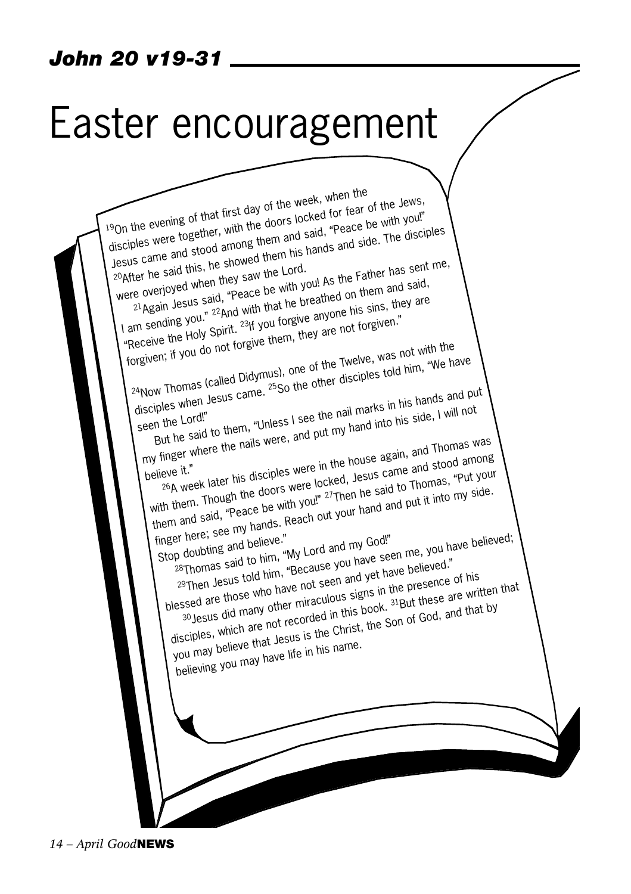***John 20 v19-31***

# Easter encouragement

[19]On the evening of that first day of the week, when the disciples were together, with the doors locked for fear of the Jews, Jesus came and stood among them and said, "Peace be with you!" [20]After he said this, he showed them his hands and side. The disciples were overjoyed when they saw the Lord.

[21]Again Jesus said, "Peace be with you! As the Father has sent me, I am sending you." [22]And with that he breathed on them and said, "Receive the Holy Spirit. [23]If you forgive anyone his sins, they are forgiven; if you do not forgive them, they are not forgiven."

[24]Now Thomas (called Didymus), one of the Twelve, was not with the disciples when Jesus came. [25]So the other disciples told him, "We have seen the Lord!"

But he said to them, "Unless I see the nail marks in his hands and put my finger where the nails were, and put my hand into his side, I will not believe it."

[26]A week later his disciples were in the house again, and Thomas was with them. Though the doors were locked, Jesus came and stood among them and said, "Peace be with you!" [27]Then he said to Thomas, "Put your finger here; see my hands. Reach out your hand and put it into my side. Stop doubting and believe."

[28]Thomas said to him, "My Lord and my God!"

[29]Then Jesus told him, "Because you have seen me, you have believed; blessed are those who have not seen and yet have believed."

[30]Jesus did many other miraculous signs in the presence of his disciples, which are not recorded in this book. [31]But these are written that you may believe that Jesus is the Christ, the Son of God, and that by believing you may have life in his name.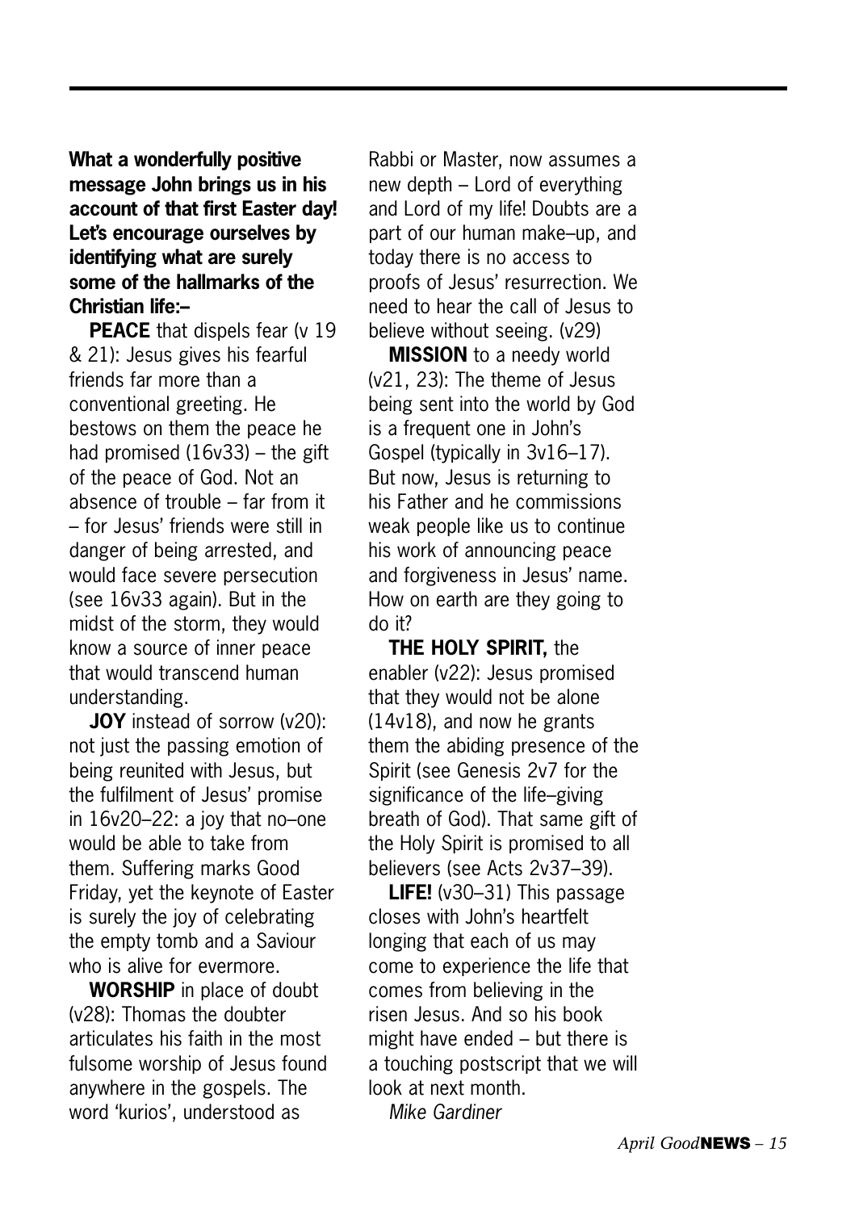**What a wonderfully positive message John brings us in his account of that first Easter day! Let's encourage ourselves by identifying what are surely some of the hallmarks of the Christian life:–**

**PEACE** that dispels fear (v 19 & 21): Jesus gives his fearful friends far more than a conventional greeting. He bestows on them the peace he had promised (16v33) – the gift of the peace of God. Not an absence of trouble – far from it – for Jesus' friends were still in danger of being arrested, and would face severe persecution (see 16v33 again). But in the midst of the storm, they would know a source of inner peace that would transcend human understanding.

**JOY** instead of sorrow (v20): not just the passing emotion of being reunited with Jesus, but the fulfilment of Jesus' promise in 16v20–22: a joy that no–one would be able to take from them. Suffering marks Good Friday, yet the keynote of Easter is surely the joy of celebrating the empty tomb and a Saviour who is alive for evermore.

**WORSHIP** in place of doubt (v28): Thomas the doubter articulates his faith in the most fulsome worship of Jesus found anywhere in the gospels. The word 'kurios', understood as Rabbi or Master, now assumes a new depth – Lord of everything and Lord of my life! Doubts are a part of our human make–up, and today there is no access to proofs of Jesus' resurrection. We need to hear the call of Jesus to believe without seeing. (v29)

**MISSION** to a needy world (v21, 23): The theme of Jesus being sent into the world by God is a frequent one in John's Gospel (typically in 3v16–17). But now, Jesus is returning to his Father and he commissions weak people like us to continue his work of announcing peace and forgiveness in Jesus' name. How on earth are they going to do it?

**THE HOLY SPIRIT,** the enabler (v22): Jesus promised that they would not be alone (14v18), and now he grants them the abiding presence of the Spirit (see Genesis 2v7 for the significance of the life–giving breath of God). That same gift of the Holy Spirit is promised to all believers (see Acts 2v37–39).

**LIFE!** (v30–31) This passage closes with John's heartfelt longing that each of us may come to experience the life that comes from believing in the risen Jesus. And so his book might have ended – but there is a touching postscript that we will look at next month.

*Mike Gardiner*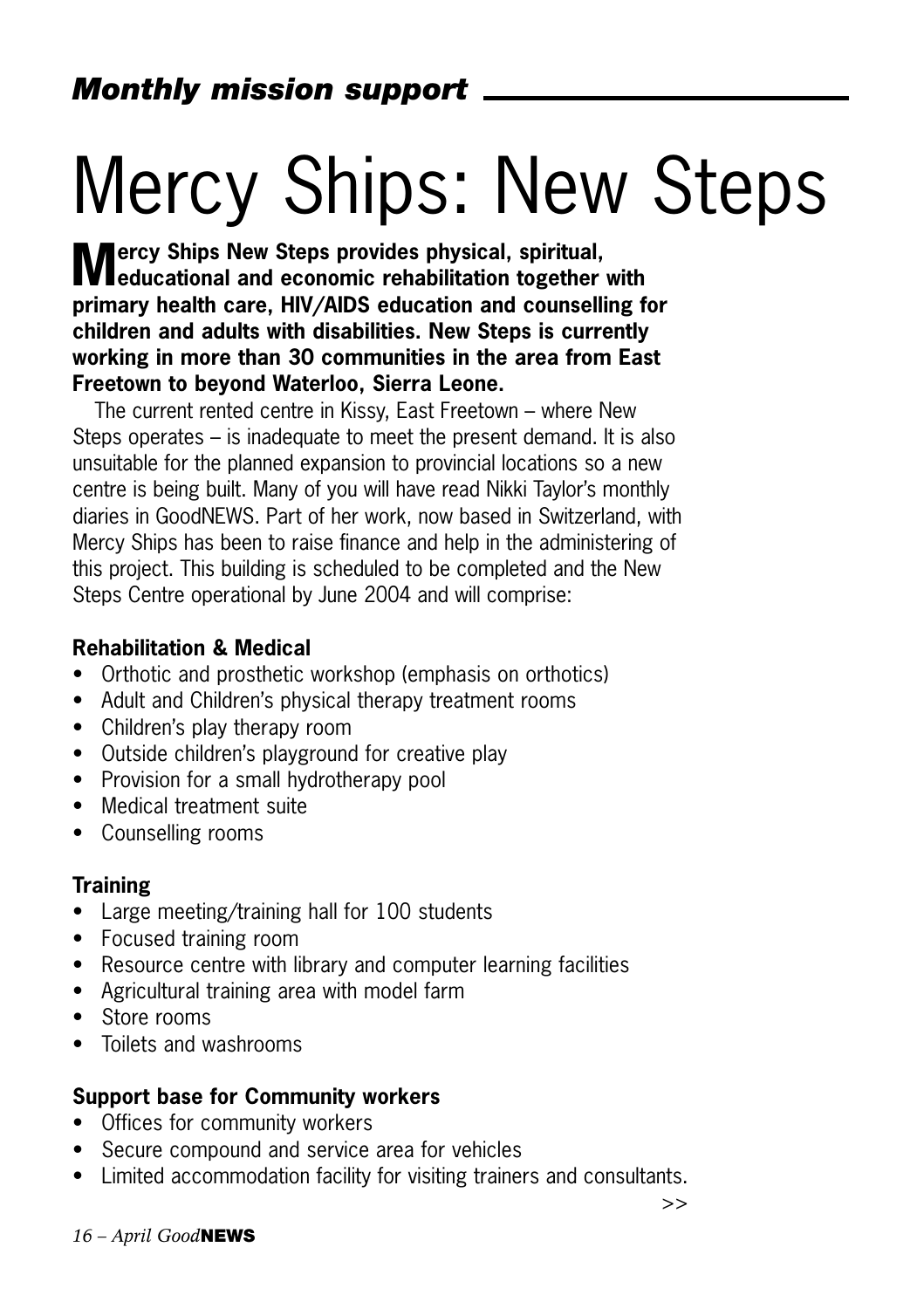## *Monthly mission support*

# Mercy Ships: New Steps

**Mercy Ships New Steps provides physical, spiritual, educational and economic rehabilitation together with primary health care, HIV/AIDS education and counselling for children and adults with disabilities. New Steps is currently working in more than 30 communities in the area from East Freetown to beyond Waterloo, Sierra Leone.**

The current rented centre in Kissy, East Freetown – where New Steps operates – is inadequate to meet the present demand. It is also unsuitable for the planned expansion to provincial locations so a new centre is being built. Many of you will have read Nikki Taylor's monthly diaries in GoodNEWS. Part of her work, now based in Switzerland, with Mercy Ships has been to raise finance and help in the administering of this project. This building is scheduled to be completed and the New Steps Centre operational by June 2004 and will comprise:

### Rehabilitation & Medical

- Orthotic and prosthetic workshop (emphasis on orthotics)
- Adult and Children's physical therapy treatment rooms
- Children's play therapy room
- Outside children's playground for creative play
- Provision for a small hydrotherapy pool
- Medical treatment suite
- Counselling rooms

### Training

- Large meeting/training hall for 100 students
- Focused training room
- Resource centre with library and computer learning facilities
- Agricultural training area with model farm
- Store rooms
- Toilets and washrooms

### Support base for Community workers

- Offices for community workers
- Secure compound and service area for vehicles
- Limited accommodation facility for visiting trainers and consultants.

>>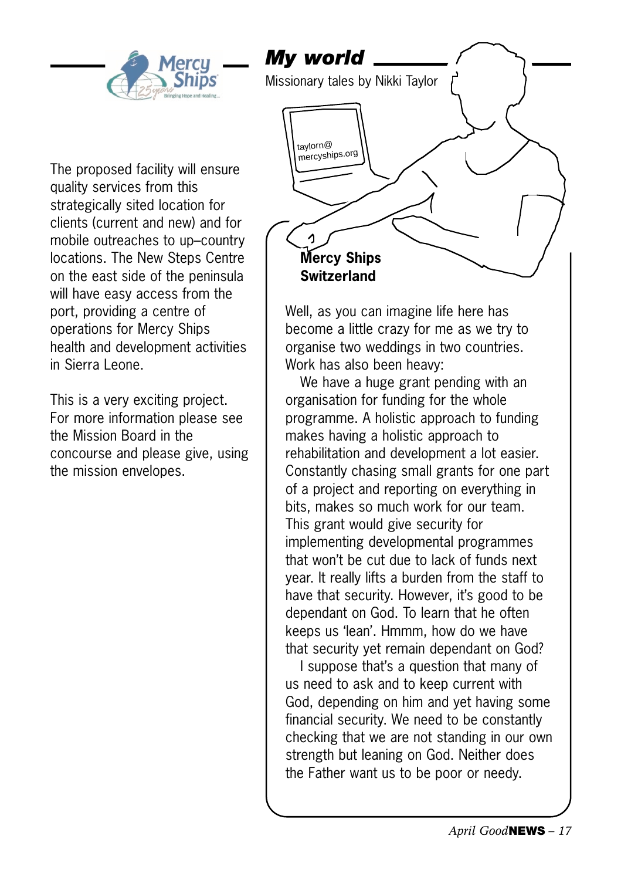The proposed facility will ensure quality services from this strategically sited location for clients (current and new) and for mobile outreaches to up–country locations. The New Steps Centre on the east side of the peninsula will have easy access from the port, providing a centre of operations for Mercy Ships health and development activities in Sierra Leone.

This is a very exciting project. For more information please see the Mission Board in the concourse and please give, using the mission envelopes.

## *My world*

Missionary tales by Nikki Taylor

taylorn@mercyships.org

**Mercy Ships Switzerland**

Well, as you can imagine life here has become a little crazy for me as we try to organise two weddings in two countries. Work has also been heavy:

We have a huge grant pending with an organisation for funding for the whole programme. A holistic approach to funding makes having a holistic approach to rehabilitation and development a lot easier. Constantly chasing small grants for one part of a project and reporting on everything in bits, makes so much work for our team. This grant would give security for implementing developmental programmes that won't be cut due to lack of funds next year. It really lifts a burden from the staff to have that security. However, it's good to be dependant on God. To learn that he often keeps us 'lean'. Hmmm, how do we have that security yet remain dependant on God?

I suppose that's a question that many of us need to ask and to keep current with God, depending on him and yet having some financial security. We need to be constantly checking that we are not standing in our own strength but leaning on God. Neither does the Father want us to be poor or needy.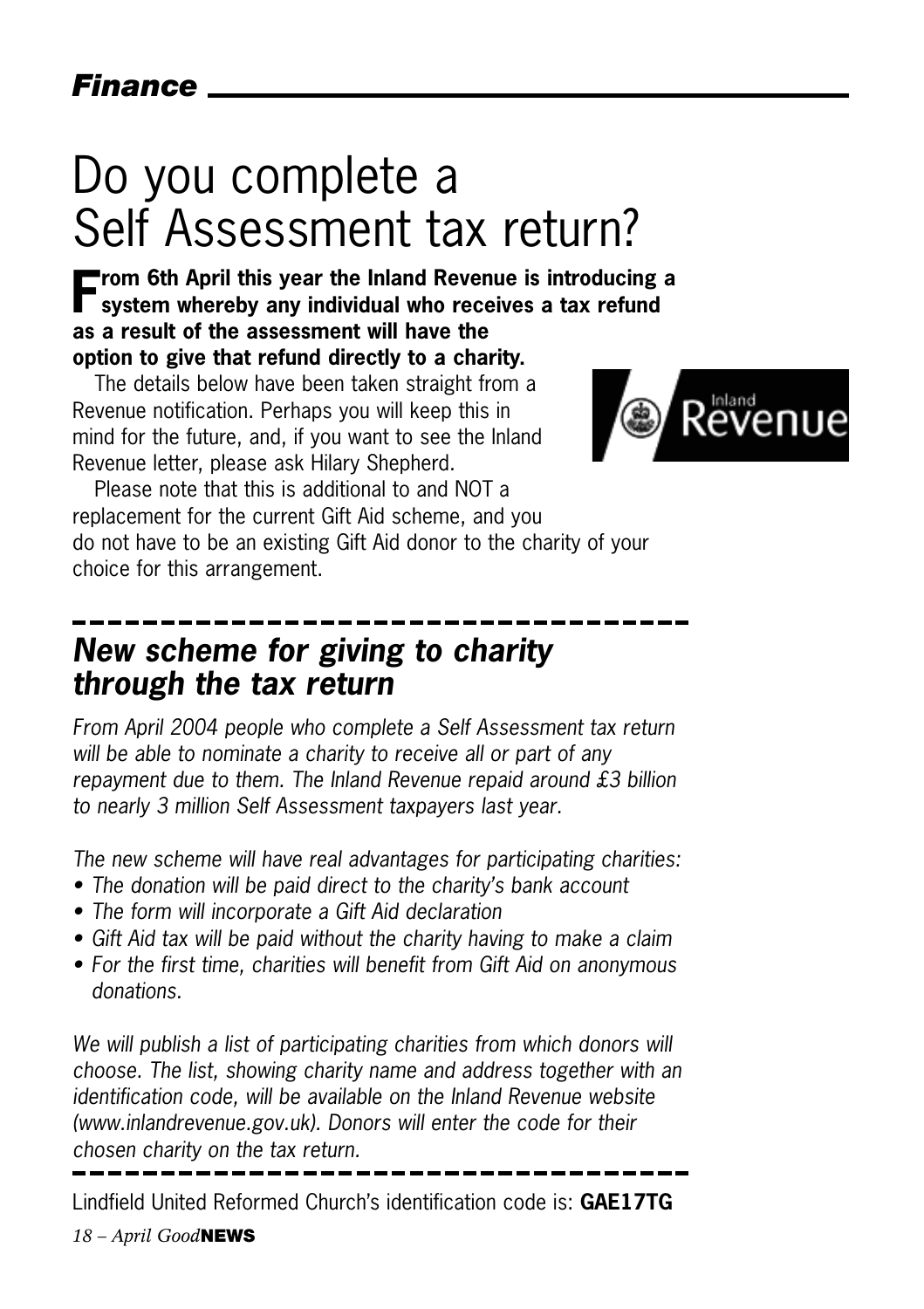*Finance*

# Do you complete a Self Assessment tax return?

**From 6th April this year the Inland Revenue is introducing a system whereby any individual who receives a tax refund as a result of the assessment will have the option to give that refund directly to a charity.**

The details below have been taken straight from a Revenue notification. Perhaps you will keep this in mind for the future, and, if you want to see the Inland Revenue letter, please ask Hilary Shepherd.

Please note that this is additional to and NOT a replacement for the current Gift Aid scheme, and you do not have to be an existing Gift Aid donor to the charity of your choice for this arrangement.

## *New scheme for giving to charity through the tax return*

*From April 2004 people who complete a Self Assessment tax return will be able to nominate a charity to receive all or part of any repayment due to them. The Inland Revenue repaid around £3 billion to nearly 3 million Self Assessment taxpayers last year.*

*The new scheme will have real advantages for participating charities:*

- *The donation will be paid direct to the charity's bank account*
- *The form will incorporate a Gift Aid declaration*
- *Gift Aid tax will be paid without the charity having to make a claim*
- *For the first time, charities will benefit from Gift Aid on anonymous donations.*

*We will publish a list of participating charities from which donors will choose. The list, showing charity name and address together with an identification code, will be available on the Inland Revenue website (www.inlandrevenue.gov.uk). Donors will enter the code for their chosen charity on the tax return.*

Lindfield United Reformed Church's identification code is: **GAE17TG**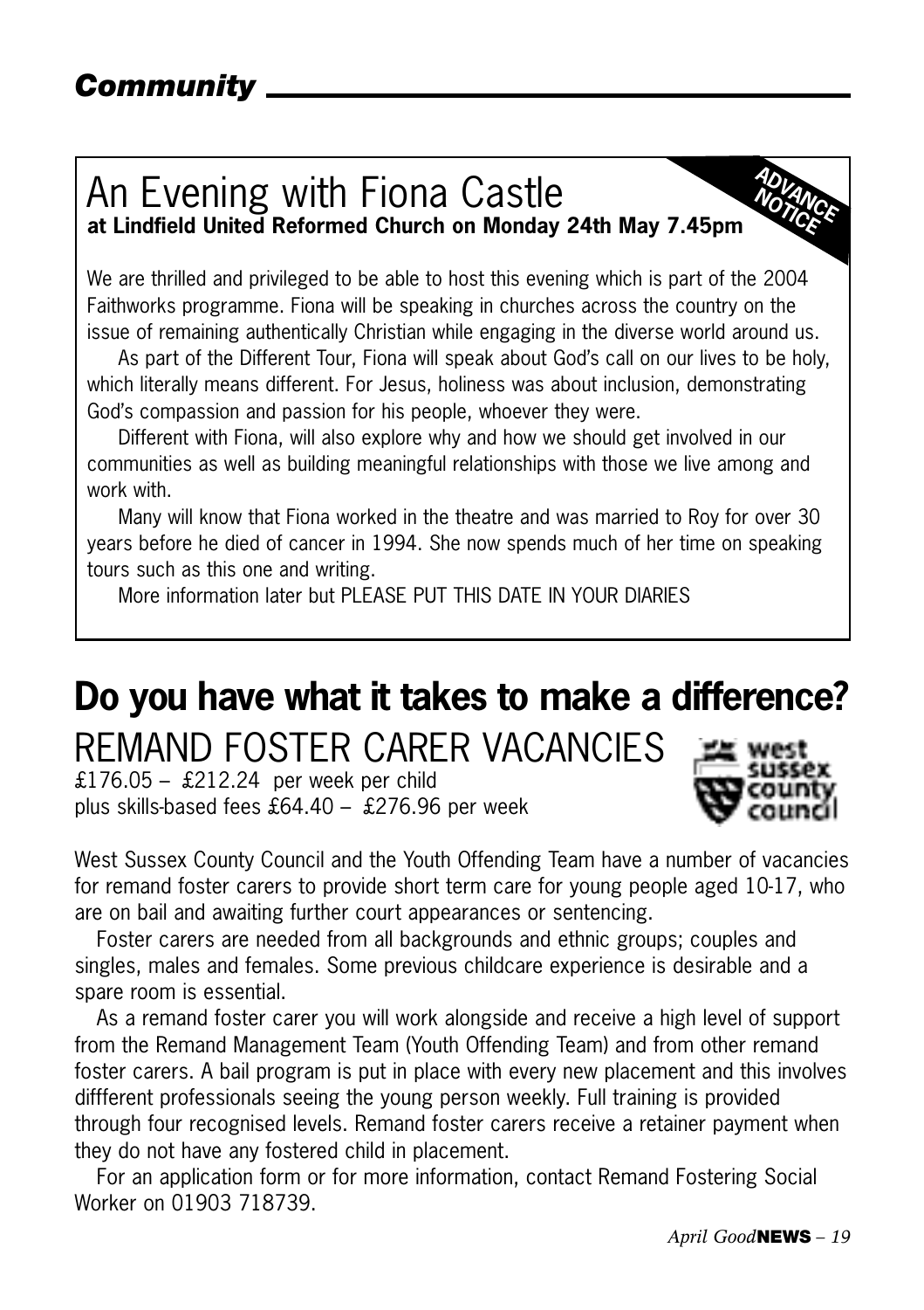## *Community*

# An Evening with Fiona Castle

**at Lindfield United Reformed Church on Monday 24th May 7.45pm**

**ADVANCE NOTICE**

We are thrilled and privileged to be able to host this evening which is part of the 2004 Faithworks programme. Fiona will be speaking in churches across the country on the issue of remaining authentically Christian while engaging in the diverse world around us.

As part of the Different Tour, Fiona will speak about God's call on our lives to be holy, which literally means different. For Jesus, holiness was about inclusion, demonstrating God's compassion and passion for his people, whoever they were.

Different with Fiona, will also explore why and how we should get involved in our communities as well as building meaningful relationships with those we live among and work with.

Many will know that Fiona worked in the theatre and was married to Roy for over 30 years before he died of cancer in 1994. She now spends much of her time on speaking tours such as this one and writing.

More information later but PLEASE PUT THIS DATE IN YOUR DIARIES

# Do you have what it takes to make a difference?

## REMAND FOSTER CARER VACANCIES

£176.05 – £212.24 per week per child
plus skills-based fees £64.40 – £276.96 per week

west sussex county council

West Sussex County Council and the Youth Offending Team have a number of vacancies for remand foster carers to provide short term care for young people aged 10-17, who are on bail and awaiting further court appearances or sentencing.

Foster carers are needed from all backgrounds and ethnic groups; couples and singles, males and females. Some previous childcare experience is desirable and a spare room is essential.

As a remand foster carer you will work alongside and receive a high level of support from the Remand Management Team (Youth Offending Team) and from other remand foster carers. A bail program is put in place with every new placement and this involves diffferent professionals seeing the young person weekly. Full training is provided through four recognised levels. Remand foster carers receive a retainer payment when they do not have any fostered child in placement.

For an application form or for more information, contact Remand Fostering Social Worker on 01903 718739.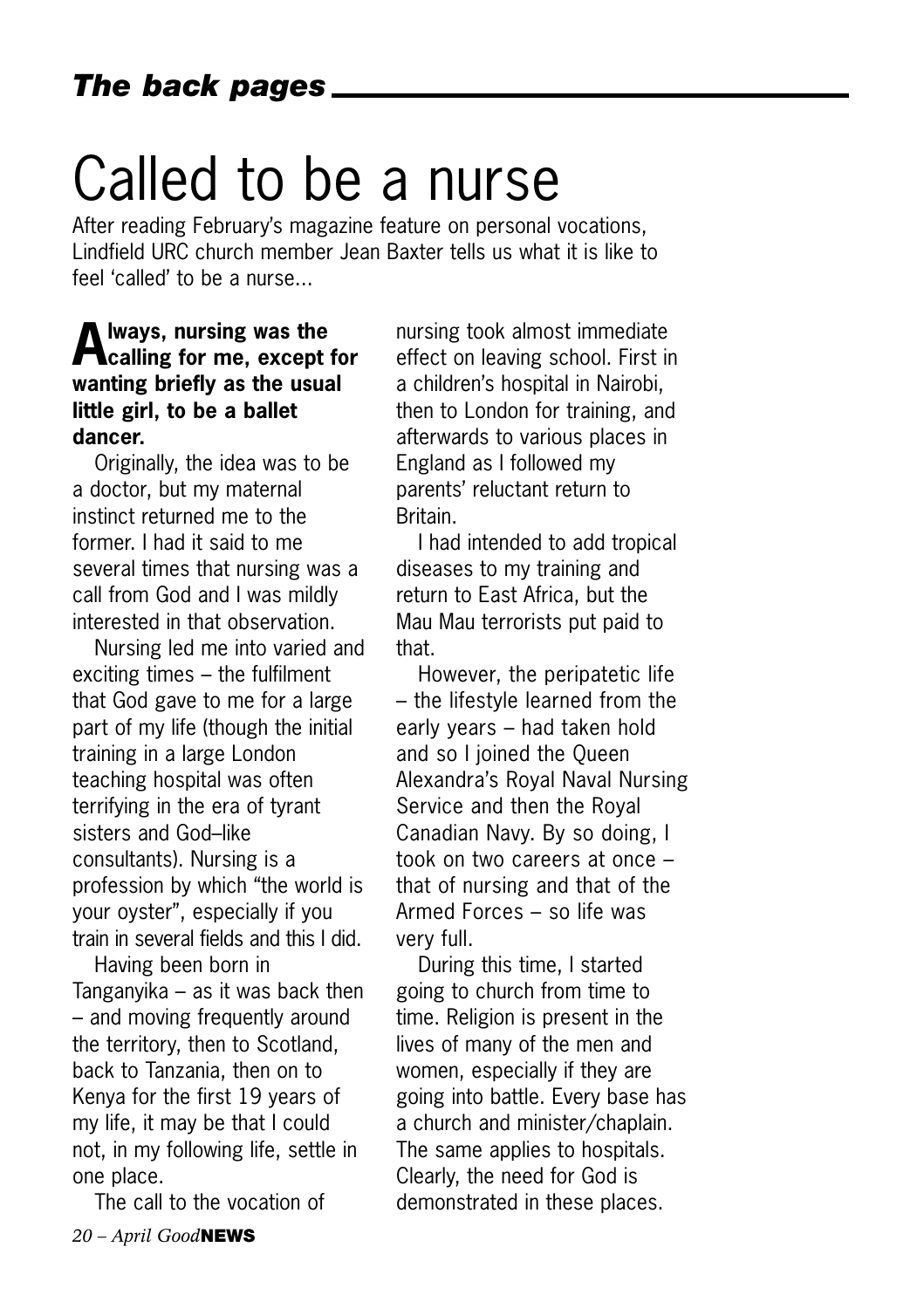# Called to be a nurse

After reading February's magazine feature on personal vocations, Lindfield URC church member Jean Baxter tells us what it is like to feel 'called' to be a nurse...

**Always, nursing was the calling for me, except for wanting briefly as the usual little girl, to be a ballet dancer.**

Originally, the idea was to be a doctor, but my maternal instinct returned me to the former. I had it said to me several times that nursing was a call from God and I was mildly interested in that observation.

Nursing led me into varied and exciting times – the fulfilment that God gave to me for a large part of my life (though the initial training in a large London teaching hospital was often terrifying in the era of tyrant sisters and God–like consultants). Nursing is a profession by which "the world is your oyster", especially if you train in several fields and this I did.

Having been born in Tanganyika – as it was back then – and moving frequently around the territory, then to Scotland, back to Tanzania, then on to Kenya for the first 19 years of my life, it may be that I could not, in my following life, settle in one place.

The call to the vocation of nursing took almost immediate effect on leaving school. First in a children's hospital in Nairobi, then to London for training, and afterwards to various places in England as I followed my parents' reluctant return to Britain.

I had intended to add tropical diseases to my training and return to East Africa, but the Mau Mau terrorists put paid to that.

However, the peripatetic life – the lifestyle learned from the early years – had taken hold and so I joined the Queen Alexandra's Royal Naval Nursing Service and then the Royal Canadian Navy. By so doing, I took on two careers at once – that of nursing and that of the Armed Forces – so life was very full.

During this time, I started going to church from time to time. Religion is present in the lives of many of the men and women, especially if they are going into battle. Every base has a church and minister/chaplain. The same applies to hospitals. Clearly, the need for God is demonstrated in these places.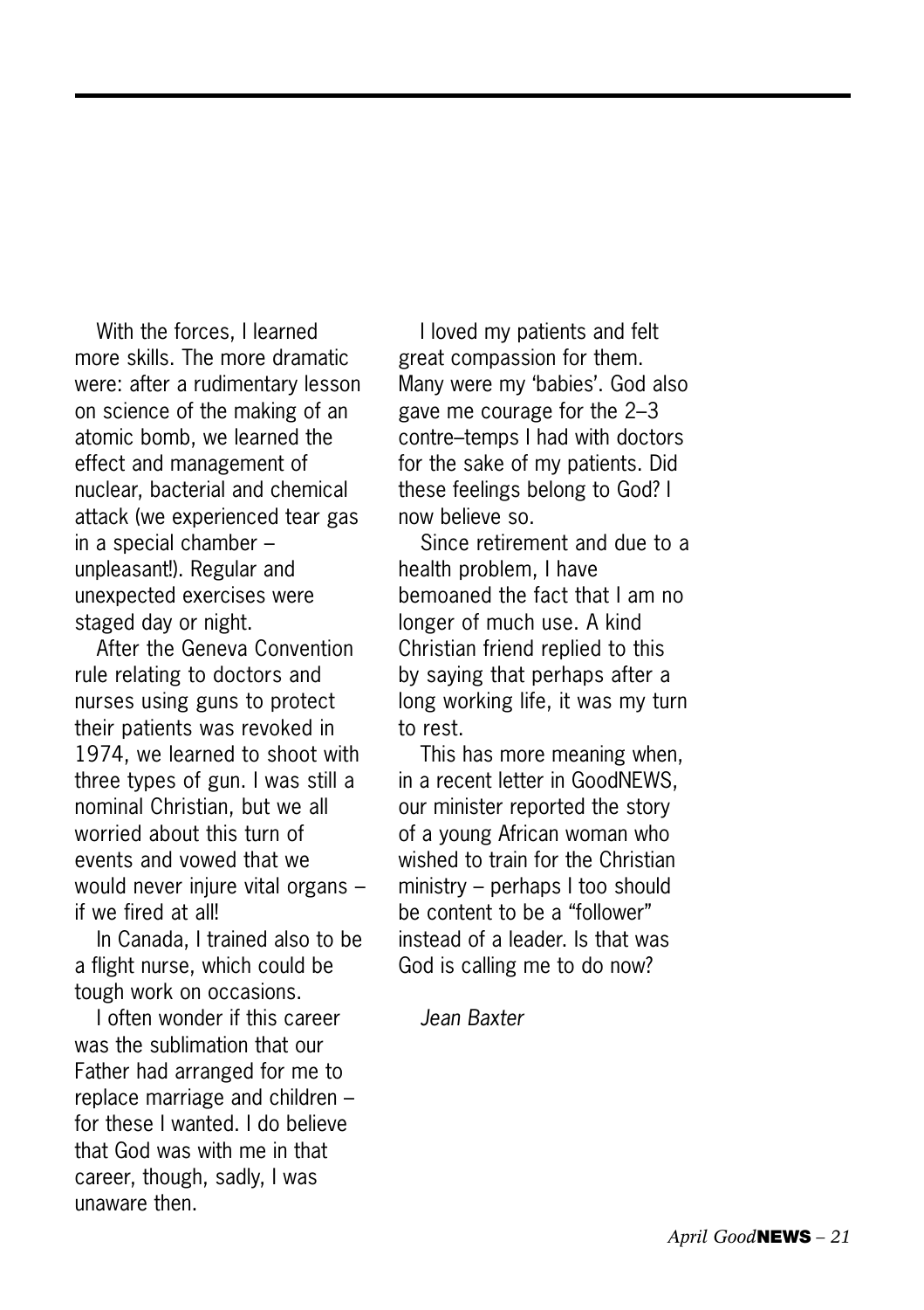With the forces, I learned more skills. The more dramatic were: after a rudimentary lesson on science of the making of an atomic bomb, we learned the effect and management of nuclear, bacterial and chemical attack (we experienced tear gas in a special chamber – unpleasant!). Regular and unexpected exercises were staged day or night.

After the Geneva Convention rule relating to doctors and nurses using guns to protect their patients was revoked in 1974, we learned to shoot with three types of gun. I was still a nominal Christian, but we all worried about this turn of events and vowed that we would never injure vital organs – if we fired at all!

In Canada, I trained also to be a flight nurse, which could be tough work on occasions.

I often wonder if this career was the sublimation that our Father had arranged for me to replace marriage and children – for these I wanted. I do believe that God was with me in that career, though, sadly, I was unaware then.

I loved my patients and felt great compassion for them. Many were my 'babies'. God also gave me courage for the 2–3 contre–temps I had with doctors for the sake of my patients. Did these feelings belong to God? I now believe so.

Since retirement and due to a health problem, I have bemoaned the fact that I am no longer of much use. A kind Christian friend replied to this by saying that perhaps after a long working life, it was my turn to rest.

This has more meaning when, in a recent letter in GoodNEWS, our minister reported the story of a young African woman who wished to train for the Christian ministry – perhaps I too should be content to be a "follower" instead of a leader. Is that was God is calling me to do now?

*Jean Baxter*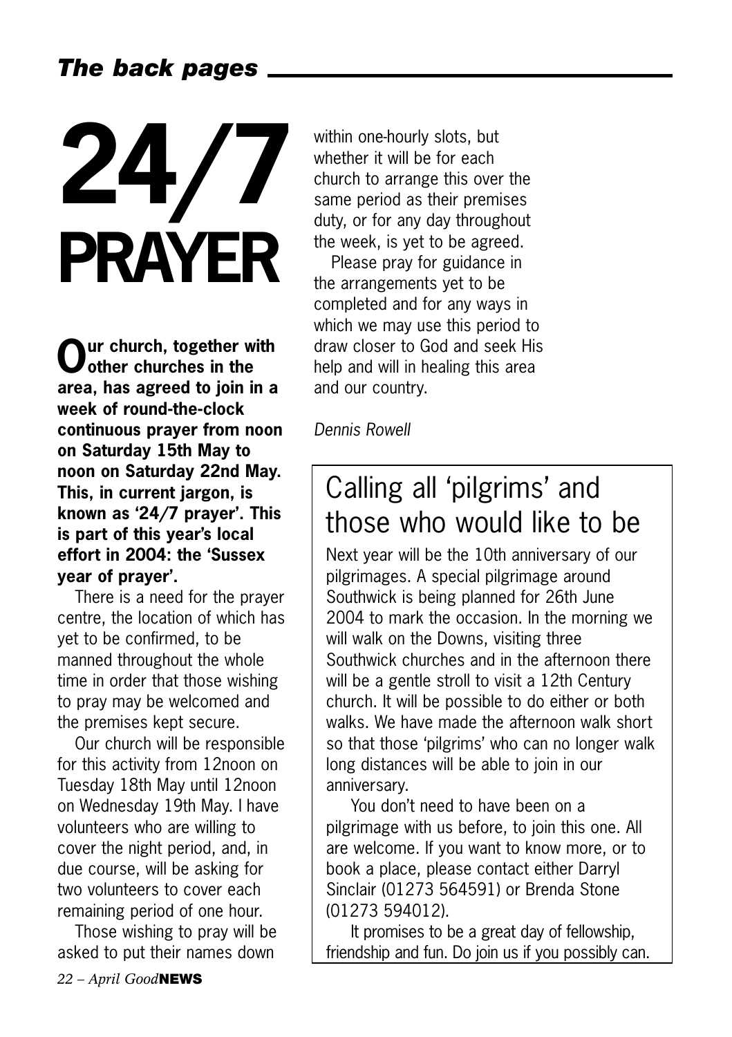# 24/7 PRAYER

**Our church, together with other churches in the area, has agreed to join in a week of round-the-clock continuous prayer from noon on Saturday 15th May to noon on Saturday 22nd May. This, in current jargon, is known as '24/7 prayer'. This is part of this year's local effort in 2004: the 'Sussex year of prayer'.**

There is a need for the prayer centre, the location of which has yet to be confirmed, to be manned throughout the whole time in order that those wishing to pray may be welcomed and the premises kept secure.

Our church will be responsible for this activity from 12noon on Tuesday 18th May until 12noon on Wednesday 19th May. I have volunteers who are willing to cover the night period, and, in due course, will be asking for two volunteers to cover each remaining period of one hour.

Those wishing to pray will be asked to put their names down within one-hourly slots, but whether it will be for each church to arrange this over the same period as their premises duty, or for any day throughout the week, is yet to be agreed.

Please pray for guidance in the arrangements yet to be completed and for any ways in which we may use this period to draw closer to God and seek His help and will in healing this area and our country.

*Dennis Rowell*

## Calling all 'pilgrims' and those who would like to be

Next year will be the 10th anniversary of our pilgrimages. A special pilgrimage around Southwick is being planned for 26th June 2004 to mark the occasion. In the morning we will walk on the Downs, visiting three Southwick churches and in the afternoon there will be a gentle stroll to visit a 12th Century church. It will be possible to do either or both walks. We have made the afternoon walk short so that those 'pilgrims' who can no longer walk long distances will be able to join in our anniversary.

You don't need to have been on a pilgrimage with us before, to join this one. All are welcome. If you want to know more, or to book a place, please contact either Darryl Sinclair (01273 564591) or Brenda Stone (01273 594012).

It promises to be a great day of fellowship, friendship and fun. Do join us if you possibly can.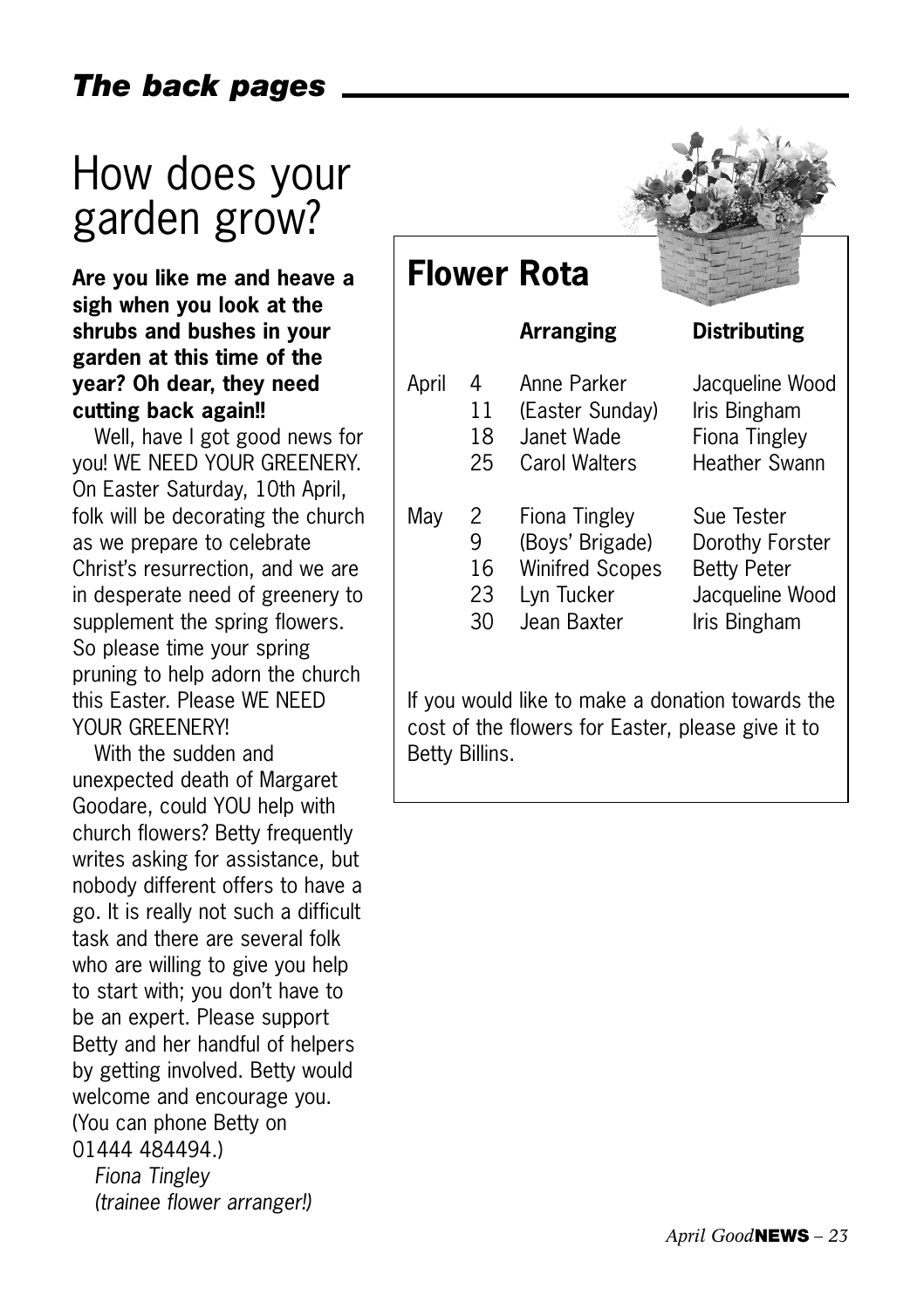# How does your garden grow?

**Are you like me and heave a sigh when you look at the shrubs and bushes in your garden at this time of the year? Oh dear, they need cutting back again!!**

Well, have I got good news for you! WE NEED YOUR GREENERY. On Easter Saturday, 10th April, folk will be decorating the church as we prepare to celebrate Christ's resurrection, and we are in desperate need of greenery to supplement the spring flowers. So please time your spring pruning to help adorn the church this Easter. Please WE NEED YOUR GREENERY!

With the sudden and unexpected death of Margaret Goodare, could YOU help with church flowers? Betty frequently writes asking for assistance, but nobody different offers to have a go. It is really not such a difficult task and there are several folk who are willing to give you help to start with; you don't have to be an expert. Please support Betty and her handful of helpers by getting involved. Betty would welcome and encourage you. (You can phone Betty on 01444 484494.)

*Fiona Tingley*
*(trainee flower arranger!)*

## Flower Rota

| | | Arranging | Distributing |
|---|---|---|---|
| April | 4 | Anne Parker | Jacqueline Wood |
| | 11 | (Easter Sunday) | Iris Bingham |
| | 18 | Janet Wade | Fiona Tingley |
| | 25 | Carol Walters | Heather Swann |
| May | 2 | Fiona Tingley | Sue Tester |
| | 9 | (Boys' Brigade) | Dorothy Forster |
| | 16 | Winifred Scopes | Betty Peter |
| | 23 | Lyn Tucker | Jacqueline Wood |
| | 30 | Jean Baxter | Iris Bingham |

If you would like to make a donation towards the cost of the flowers for Easter, please give it to Betty Billins.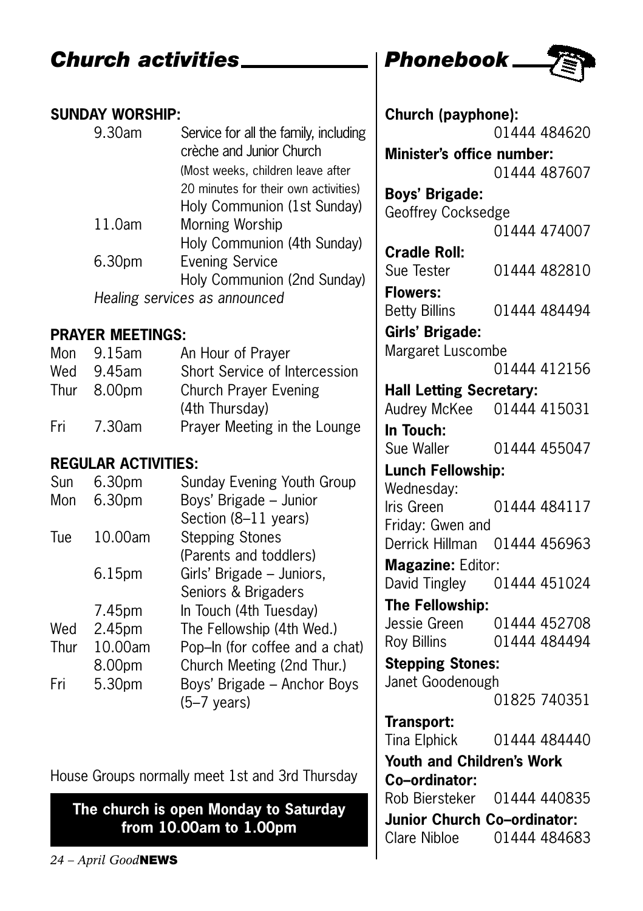## Church activities

**SUNDAY WORSHIP:**

| | |
|---|---|
| 9.30am | Service for all the family, including crèche and Junior Church (Most weeks, children leave after 20 minutes for their own activities) Holy Communion (1st Sunday) |
| 11.0am | Morning Worship Holy Communion (4th Sunday) |
| 6.30pm | Evening Service Holy Communion (2nd Sunday) |

*Healing services as announced*

**PRAYER MEETINGS:**

| | | |
|---|---|---|
| Mon | 9.15am | An Hour of Prayer |
| Wed | 9.45am | Short Service of Intercession |
| Thur | 8.00pm | Church Prayer Evening (4th Thursday) |
| Fri | 7.30am | Prayer Meeting in the Lounge |

**REGULAR ACTIVITIES:**

| | | |
|---|---|---|
| Sun | 6.30pm | Sunday Evening Youth Group |
| Mon | 6.30pm | Boys' Brigade – Junior Section (8–11 years) |
| Tue | 10.00am | Stepping Stones (Parents and toddlers) |
| | 6.15pm | Girls' Brigade – Juniors, Seniors & Brigaders |
| | 7.45pm | In Touch (4th Tuesday) |
| Wed | 2.45pm | The Fellowship (4th Wed.) |
| Thur | 10.00am | Pop–In (for coffee and a chat) |
| | 8.00pm | Church Meeting (2nd Thur.) |
| Fri | 5.30pm | Boys' Brigade – Anchor Boys (5–7 years) |

House Groups normally meet 1st and 3rd Thursday

**The church is open Monday to Saturday from 10.00am to 1.00pm**

## Phonebook

**Church (payphone):** 01444 484620

**Minister's office number:** 01444 487607

**Boys' Brigade:**
Geoffrey Cocksedge 01444 474007

**Cradle Roll:**
Sue Tester 01444 482810

**Flowers:**
Betty Billins 01444 484494

**Girls' Brigade:**
Margaret Luscombe 01444 412156

**Hall Letting Secretary:**
Audrey McKee 01444 415031

**In Touch:**
Sue Waller 01444 455047

**Lunch Fellowship:**
Wednesday: Iris Green 01444 484117
Friday: Gwen and Derrick Hillman 01444 456963

**Magazine:** Editor:
David Tingley 01444 451024

**The Fellowship:**
Jessie Green 01444 452708
Roy Billins 01444 484494

**Stepping Stones:**
Janet Goodenough 01825 740351

**Transport:**
Tina Elphick 01444 484440

**Youth and Children's Work Co–ordinator:**
Rob Biersteker 01444 440835

**Junior Church Co–ordinator:**
Clare Nibloe 01444 484683